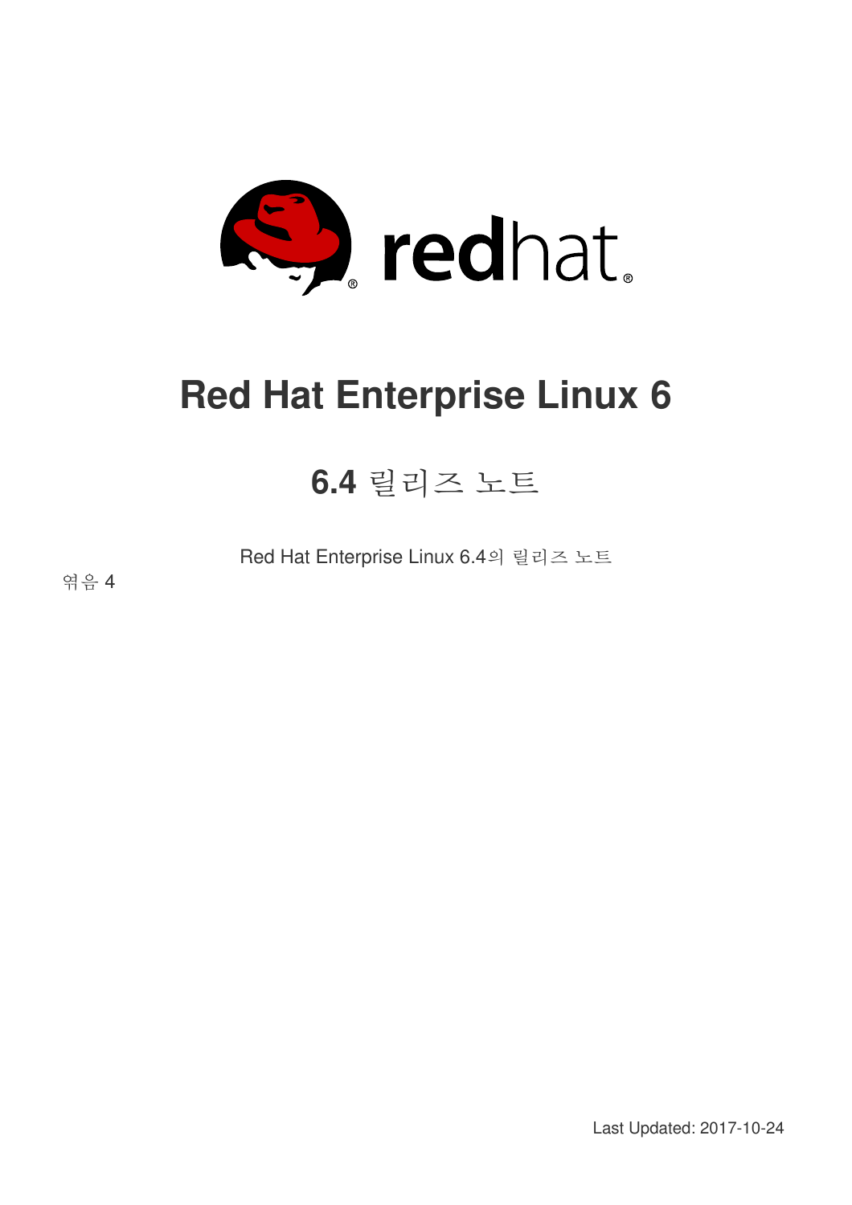# Red Hat Enterprise Linux 6

## 6.4 릴리즈 노트

Red Hat Enterprise Linux 6.4의 릴리즈 노트

엮음 4

Last Updated: 2017-10-24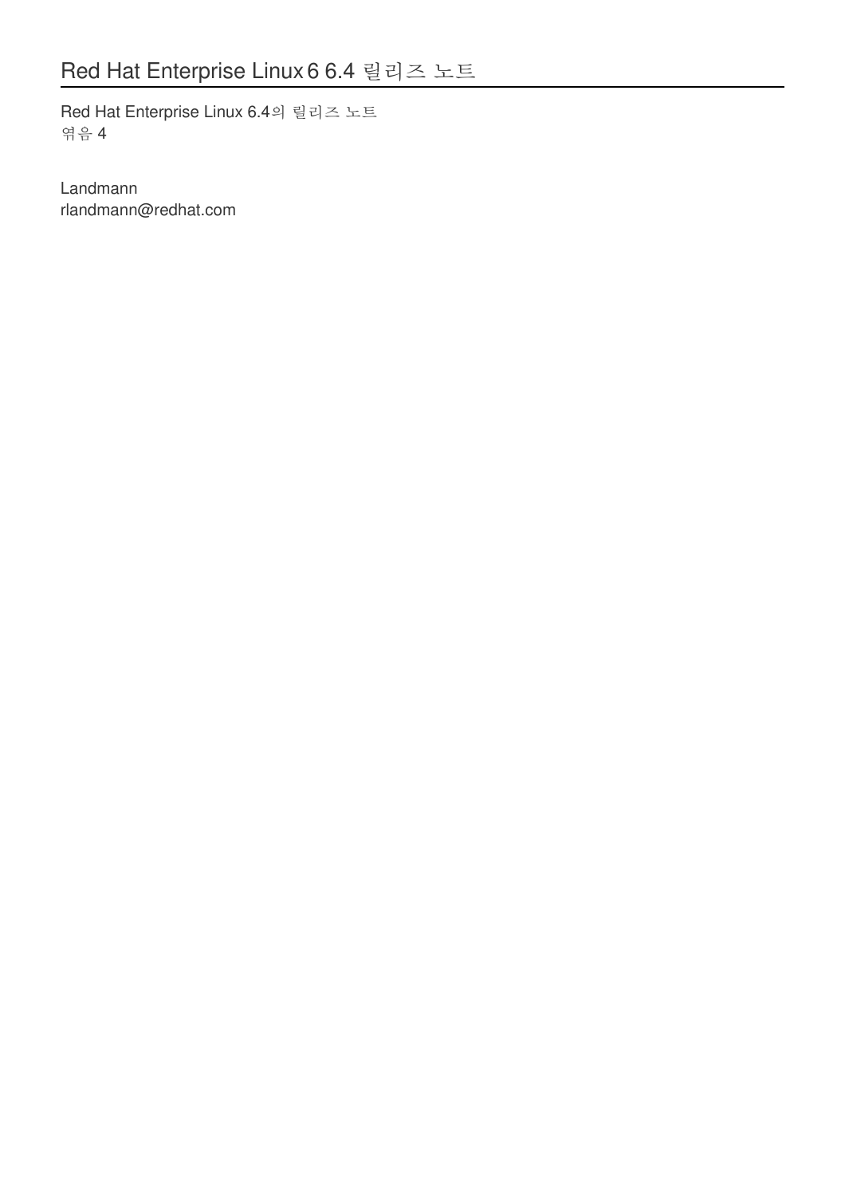# Red Hat Enterprise Linux 6 6.4 릴리즈 노트

Red Hat Enterprise Linux 6.4의 릴리즈 노트
엮음 4

Landmann
rlandmann@redhat.com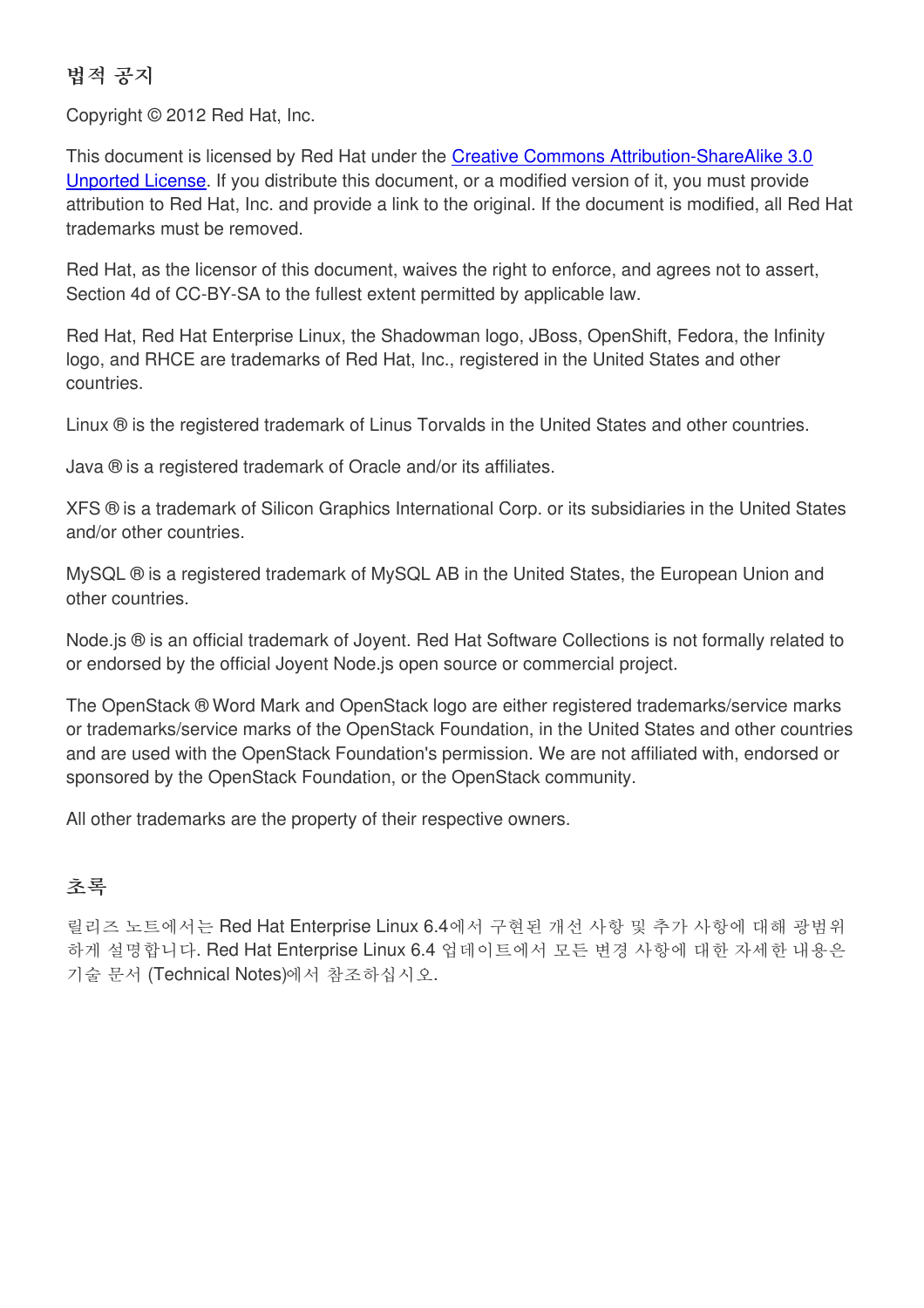## 법적 공지

Copyright © 2012 Red Hat, Inc.

This document is licensed by Red Hat under the [Creative Commons Attribution-ShareAlike 3.0 Unported License](). If you distribute this document, or a modified version of it, you must provide attribution to Red Hat, Inc. and provide a link to the original. If the document is modified, all Red Hat trademarks must be removed.

Red Hat, as the licensor of this document, waives the right to enforce, and agrees not to assert, Section 4d of CC-BY-SA to the fullest extent permitted by applicable law.

Red Hat, Red Hat Enterprise Linux, the Shadowman logo, JBoss, OpenShift, Fedora, the Infinity logo, and RHCE are trademarks of Red Hat, Inc., registered in the United States and other countries.

Linux ® is the registered trademark of Linus Torvalds in the United States and other countries.

Java ® is a registered trademark of Oracle and/or its affiliates.

XFS ® is a trademark of Silicon Graphics International Corp. or its subsidiaries in the United States and/or other countries.

MySQL ® is a registered trademark of MySQL AB in the United States, the European Union and other countries.

Node.js ® is an official trademark of Joyent. Red Hat Software Collections is not formally related to or endorsed by the official Joyent Node.js open source or commercial project.

The OpenStack ® Word Mark and OpenStack logo are either registered trademarks/service marks or trademarks/service marks of the OpenStack Foundation, in the United States and other countries and are used with the OpenStack Foundation's permission. We are not affiliated with, endorsed or sponsored by the OpenStack Foundation, or the OpenStack community.

All other trademarks are the property of their respective owners.

## 초록

릴리즈 노트에서는 Red Hat Enterprise Linux 6.4에서 구현된 개선 사항 및 추가 사항에 대해 광범위하게 설명합니다. Red Hat Enterprise Linux 6.4 업데이트에서 모든 변경 사항에 대한 자세한 내용은 기술 문서 (Technical Notes)에서 참조하십시오.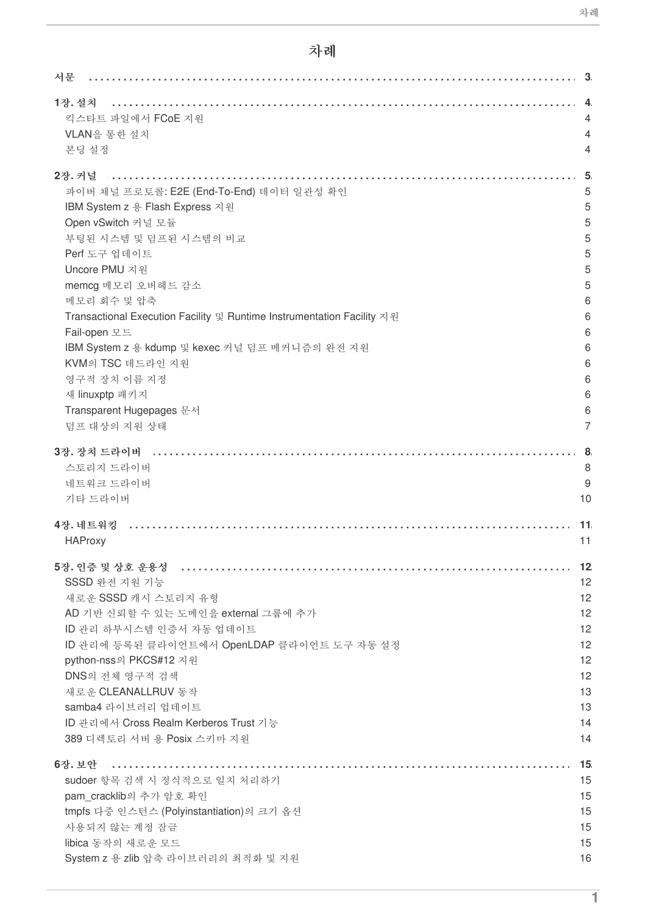# 차례

서문 ..... 3

**1장. 설치** ..... 4
- 킥스타트 파일에서 FCoE 지원 ..... 4
- VLAN을 통한 설치 ..... 4
- 본딩 설정 ..... 4

**2장. 커널** ..... 5
- 파이버 채널 프로토콜: E2E (End-To-End) 데이터 일관성 확인 ..... 5
- IBM System z 용 Flash Express 지원 ..... 5
- Open vSwitch 커널 모듈 ..... 5
- 부팅된 시스템 및 덤프된 시스템의 비교 ..... 5
- Perf 도구 업데이트 ..... 5
- Uncore PMU 지원 ..... 5
- memcg 메모리 오버헤드 감소 ..... 5
- 메모리 회수 및 압축 ..... 6
- Transactional Execution Facility 및 Runtime Instrumentation Facility 지원 ..... 6
- Fail-open 모드 ..... 6
- IBM System z 용 kdump 및 kexec 커널 덤프 메커니즘의 완전 지원 ..... 6
- KVM의 TSC 데드라인 지원 ..... 6
- 영구적 장치 이름 지정 ..... 6
- 새 linuxptp 패키지 ..... 6
- Transparent Hugepages 문서 ..... 6
- 덤프 대상의 지원 상태 ..... 7

**3장. 장치 드라이버** ..... 8
- 스토리지 드라이버 ..... 8
- 네트워크 드라이버 ..... 9
- 기타 드라이버 ..... 10

**4장. 네트워킹** ..... 11
- HAProxy ..... 11

**5장. 인증 및 상호 운용성** ..... 12
- SSSD 완전 지원 기능 ..... 12
- 새로운 SSSD 캐시 스토리지 유형 ..... 12
- AD 기반 신뢰할 수 있는 도메인을 external 그룹에 추가 ..... 12
- ID 관리 하부시스템 인증서 자동 업데이트 ..... 12
- ID 관리에 등록된 클라이언트에서 OpenLDAP 클라이언트 도구 자동 설정 ..... 12
- python-nss의 PKCS#12 지원 ..... 12
- DNS의 전체 영구적 검색 ..... 12
- 새로운 CLEANALLRUV 동작 ..... 13
- samba4 라이브러리 업데이트 ..... 13
- ID 관리에서 Cross Realm Kerberos Trust 기능 ..... 14
- 389 디렉토리 서버 용 Posix 스키마 지원 ..... 14

**6장. 보안** ..... 15
- sudoer 항목 검색 시 정식적으로 일치 처리하기 ..... 15
- pam_cracklib의 추가 암호 확인 ..... 15
- tmpfs 다중 인스턴스 (Polyinstantiation)의 크기 옵션 ..... 15
- 사용되지 않는 계정 잠금 ..... 15
- libica 동작의 새로운 모드 ..... 15
- System z 용 zlib 압축 라이브러리의 최적화 및 지원 ..... 16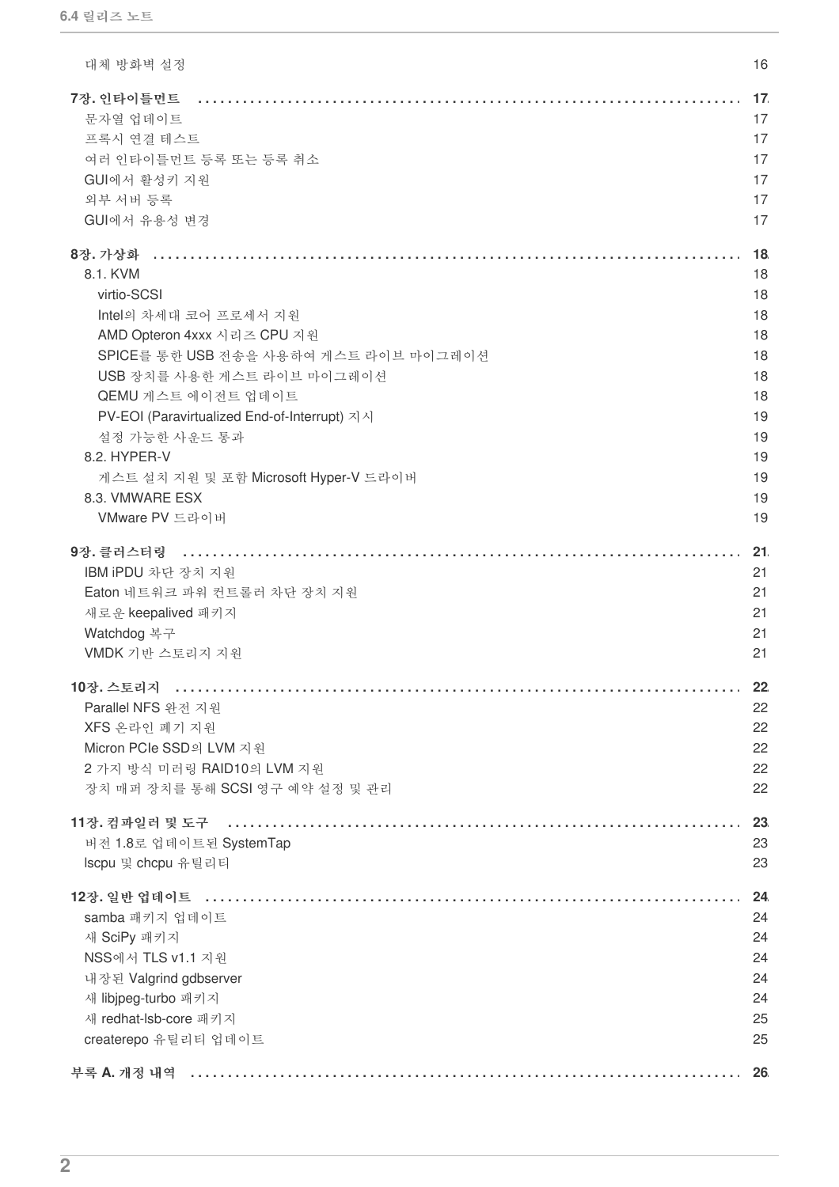대체 방화벽 설정 16

**7장. 인타이틀먼트** 17

- 문자열 업데이트 17
- 프록시 연결 테스트 17
- 여러 인타이틀먼트 등록 또는 등록 취소 17
- GUI에서 활성키 지원 17
- 외부 서버 등록 17
- GUI에서 유용성 변경 17

**8장. 가상화** 18

- 8.1. KVM 18
  - virtio-SCSI 18
  - Intel의 차세대 코어 프로세서 지원 18
  - AMD Opteron 4xxx 시리즈 CPU 지원 18
  - SPICE를 통한 USB 전송을 사용하여 게스트 라이브 마이그레이션 18
  - USB 장치를 사용한 게스트 라이브 마이그레이션 18
  - QEMU 게스트 에이전트 업데이트 18
  - PV-EOI (Paravirtualized End-of-Interrupt) 지시 19
  - 설정 가능한 사운드 통과 19
- 8.2. HYPER-V 19
  - 게스트 설치 지원 및 포함 Microsoft Hyper-V 드라이버 19
- 8.3. VMWARE ESX 19
  - VMware PV 드라이버 19

**9장. 클러스터링** 21

- IBM iPDU 차단 장치 지원 21
- Eaton 네트워크 파워 컨트롤러 차단 장치 지원 21
- 새로운 keepalived 패키지 21
- Watchdog 복구 21
- VMDK 기반 스토리지 지원 21

**10장. 스토리지** 22

- Parallel NFS 완전 지원 22
- XFS 온라인 폐기 지원 22
- Micron PCIe SSD의 LVM 지원 22
- 2 가지 방식 미러링 RAID10의 LVM 지원 22
- 장치 매퍼 장치를 통해 SCSI 영구 예약 설정 및 관리 22

**11장. 컴파일러 및 도구** 23

- 버전 1.8로 업데이트된 SystemTap 23
- lscpu 및 chcpu 유틸리티 23

**12장. 일반 업데이트** 24

- samba 패키지 업데이트 24
- 새 SciPy 패키지 24
- NSS에서 TLS v1.1 지원 24
- 내장된 Valgrind gdbserver 24
- 새 libjpeg-turbo 패키지 24
- 새 redhat-lsb-core 패키지 25
- createrepo 유틸리티 업데이트 25

**부록 A. 개정 내역** 26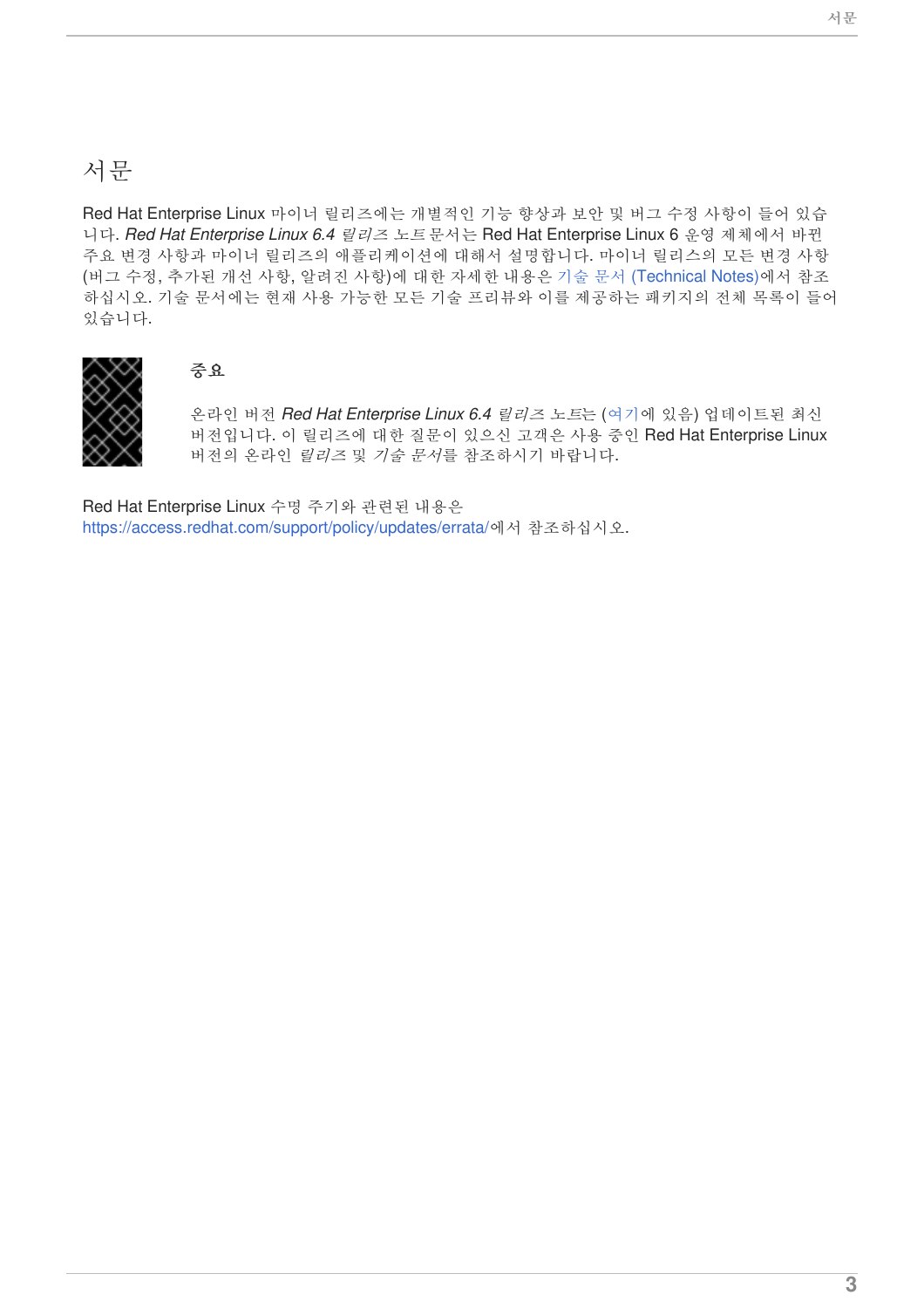# 서문

Red Hat Enterprise Linux 마이너 릴리즈에는 개별적인 기능 향상과 보안 및 버그 수정 사항이 들어 있습니다. *Red Hat Enterprise Linux 6.4 릴리즈 노트* 문서는 Red Hat Enterprise Linux 6 운영 제체에서 바뀐 주요 변경 사항과 마이너 릴리즈의 애플리케이션에 대해서 설명합니다. 마이너 릴리스의 모든 변경 사항 (버그 수정, 추가된 개선 사항, 알려진 사항)에 대한 자세한 내용은 기술 문서 (Technical Notes)에서 참조 하십시오. 기술 문서에는 현재 사용 가능한 모든 기술 프리뷰와 이를 제공하는 패키지의 전체 목록이 들어 있습니다.

**중요**

온라인 버전 *Red Hat Enterprise Linux 6.4 릴리즈 노트*는 (여기에 있음) 업데이트된 최신 버전입니다. 이 릴리즈에 대한 질문이 있으신 고객은 사용 중인 Red Hat Enterprise Linux 버전의 온라인 *릴리즈* 및 *기술 문서*를 참조하시기 바랍니다.

Red Hat Enterprise Linux 수명 주기와 관련된 내용은 https://access.redhat.com/support/policy/updates/errata/에서 참조하십시오.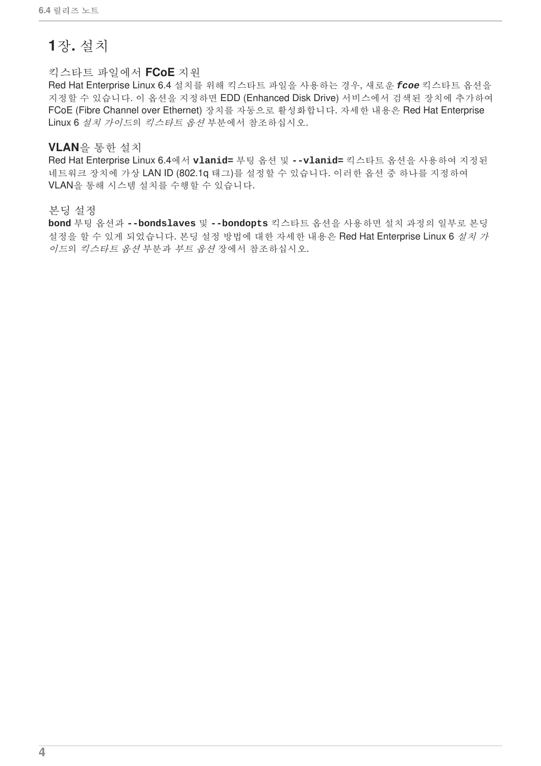# 1장. 설치

## 킥스타트 파일에서 **FCoE** 지원

Red Hat Enterprise Linux 6.4 설치를 위해 킥스타트 파일을 사용하는 경우, 새로운 ***`fcoe`*** 킥스타트 옵션을 지정할 수 있습니다. 이 옵션을 지정하면 EDD (Enhanced Disk Drive) 서비스에서 검색된 장치에 추가하여 FCoE (Fibre Channel over Ethernet) 장치를 자동으로 활성화합니다. 자세한 내용은 Red Hat Enterprise Linux 6 *설치 가이드*의 *킥스타트 옵션* 부분에서 참조하십시오.

## **VLAN**을 통한 설치

Red Hat Enterprise Linux 6.4에서 **`vlanid=`** 부팅 옵션 및 **`--vlanid=`** 킥스타트 옵션을 사용하여 지정된 네트워크 장치에 가상 LAN ID (802.1q 태그)를 설정할 수 있습니다. 이러한 옵션 중 하나를 지정하여 VLAN을 통해 시스템 설치를 수행할 수 있습니다.

## 본딩 설정

**bond** 부팅 옵션과 **`--bondslaves`** 및 **`--bondopts`** 킥스타트 옵션을 사용하면 설치 과정의 일부로 본딩 설정을 할 수 있게 되었습니다. 본딩 설정 방법에 대한 자세한 내용은 Red Hat Enterprise Linux 6 *설치 가이드*의 *킥스타트 옵션* 부분과 *부트 옵션* 장에서 참조하십시오.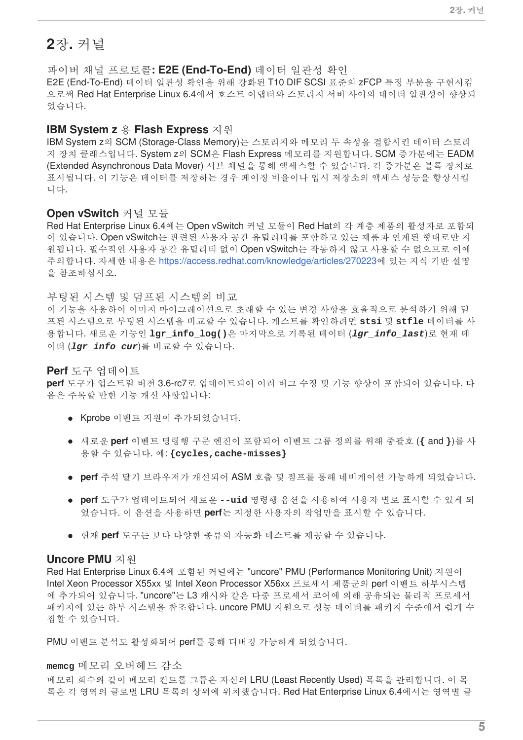# 2장. 커널

### 파이버 채널 프로토콜: E2E (End-To-End) 데이터 일관성 확인

E2E (End-To-End) 데이터 일관성 확인을 위해 강화된 T10 DIF SCSI 표준의 zFCP 특정 부분을 구현시킴으로써 Red Hat Enterprise Linux 6.4에서 호스트 어댑터와 스토리지 서버 사이의 데이터 일관성이 향상되었습니다.

### IBM System z 용 Flash Express 지원

IBM System z의 SCM (Storage-Class Memory)는 스토리지와 메모리 두 속성을 결합시킨 데이터 스토리지 장치 클래스입니다. System z의 SCM은 Flash Express 메모리를 지원합니다. SCM 증가분에는 EADM (Extended Asynchronous Data Mover) 서브 채널을 통해 액세스할 수 있습니다. 각 증가분은 블록 장치로 표시됩니다. 이 기능은 데이터를 저장하는 경우 페이징 비율이나 임시 저장소의 액세스 성능을 향상시킵니다.

### Open vSwitch 커널 모듈

Red Hat Enterprise Linux 6.4에는 Open vSwitch 커널 모듈이 Red Hat의 각 계층 제품의 활성자로 포함되어 있습니다. Open vSwitch는 관련된 사용자 공간 유틸리티를 포함하고 있는 제품과 연계된 형태로만 지원됩니다. 필수적인 사용자 공간 유틸리티 없이 Open vSwitch는 작동하지 않고 사용할 수 없으므로 이에 주의합니다. 자세한 내용은 https://access.redhat.com/knowledge/articles/270223에 있는 지식 기반 설명을 참조하십시오.

### 부팅된 시스템 및 덤프된 시스템의 비교

이 기능을 사용하여 이미지 마이그레이션으로 초래할 수 있는 변경 사항을 효율적으로 분석하기 위해 덤프된 시스템으로 부팅된 시스템을 비교할 수 있습니다. 게스트를 확인하려면 **stsi** 및 **stfle** 데이터를 사용합니다. 새로운 기능인 **lgr_info_log()**은 마지막으로 기록된 데이터 (***lgr_info_last***)로 현재 데이터 (***lgr_info_cur***)를 비교할 수 있습니다.

### Perf 도구 업데이트

**perf** 도구가 업스트림 버전 3.6-rc7로 업데이트되어 여러 버그 수정 및 기능 향상이 포함되어 있습니다. 다음은 주목할 만한 기능 개선 사항입니다:

- Kprobe 이벤트 지원이 추가되었습니다.
- 새로운 **perf** 이벤트 명령행 구문 엔진이 포함되어 이벤트 그룹 정의를 위해 중괄호 (**{** and **}**)를 사용할 수 있습니다. 예: **{cycles,cache-misses}**
- **perf** 주석 달기 브라우저가 개선되어 ASM 호출 및 점프를 통해 네비게이션 가능하게 되었습니다.
- **perf** 도구가 업데이트되어 새로운 **--uid** 명령행 옵션을 사용하여 사용자 별로 표시할 수 있게 되었습니다. 이 옵션을 사용하면 **perf**는 지정한 사용자의 작업만을 표시할 수 있습니다.
- 현재 **perf** 도구는 보다 다양한 종류의 자동화 테스트를 제공할 수 있습니다.

### Uncore PMU 지원

Red Hat Enterprise Linux 6.4에 포함된 커널에는 "uncore" PMU (Performance Monitoring Unit) 지원이 Intel Xeon Processor X55xx 및 Intel Xeon Processor X56xx 프로세서 제품군의 perf 이벤트 하부시스템에 추가되어 있습니다. "uncore"는 L3 캐시와 같은 다중 프로세서 코어에 의해 공유되는 물리적 프로세서 패키지에 있는 하부 시스템을 참조합니다. uncore PMU 지원으로 성능 데이터를 패키지 수준에서 쉽게 수집할 수 있습니다.

PMU 이벤트 분석도 활성화되어 perf를 통해 디버깅 가능하게 되었습니다.

### memcg 메모리 오버헤드 감소

메모리 회수와 같이 메모리 컨트롤 그룹은 자신의 LRU (Least Recently Used) 목록을 관리합니다. 이 목록은 각 영역의 글로벌 LRU 목록의 상위에 위치했습니다. Red Hat Enterprise Linux 6.4에서는 영역별 글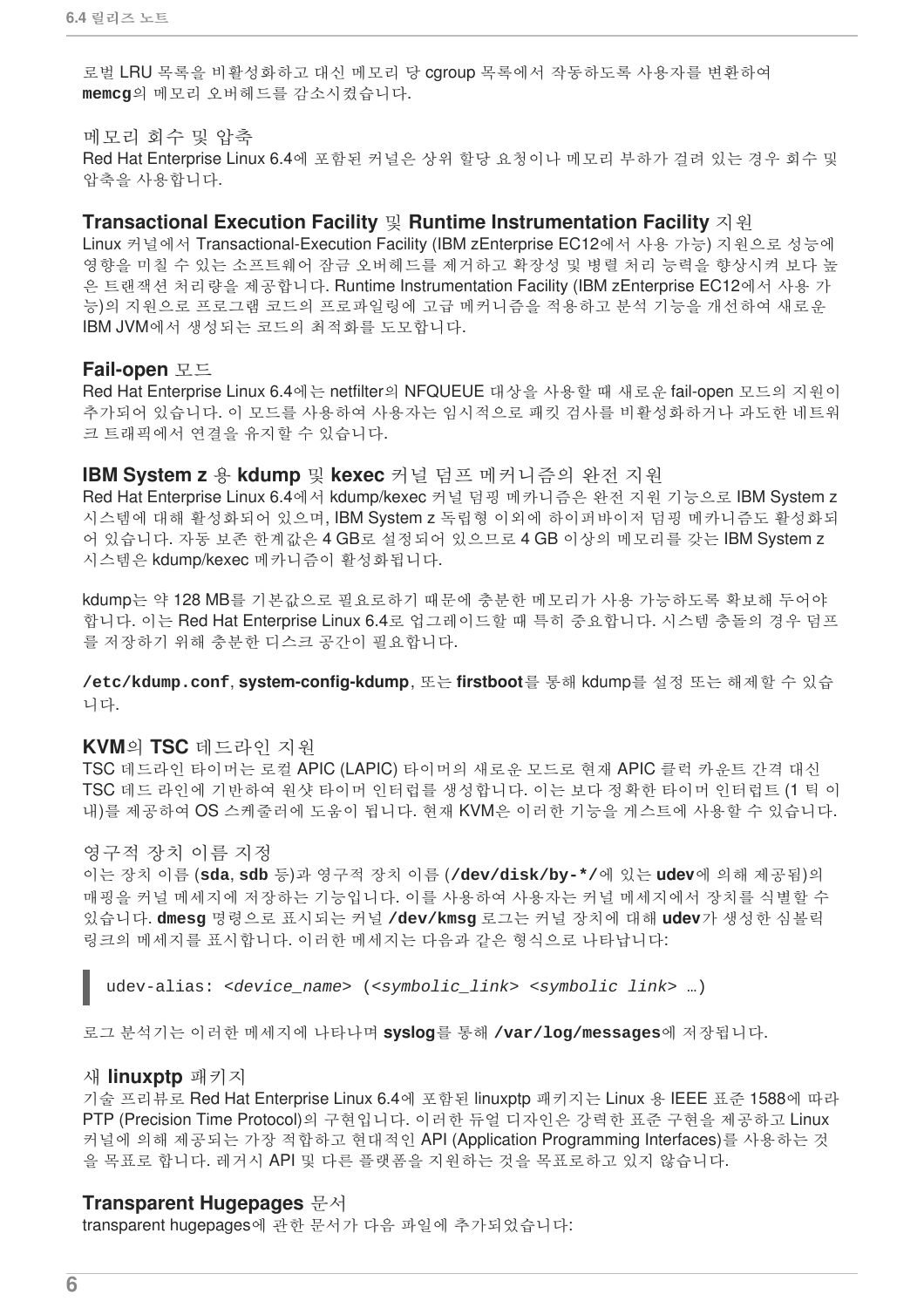로벌 LRU 목록을 비활성화하고 대신 메모리 당 cgroup 목록에서 작동하도록 사용자를 변환하여 **memcg**의 메모리 오버헤드를 감소시켰습니다.

### 메모리 회수 및 압축

Red Hat Enterprise Linux 6.4에 포함된 커널은 상위 할당 요청이나 메모리 부하가 걸려 있는 경우 회수 및 압축을 사용합니다.

### Transactional Execution Facility 및 Runtime Instrumentation Facility 지원

Linux 커널에서 Transactional-Execution Facility (IBM zEnterprise EC12에서 사용 가능) 지원으로 성능에 영향을 미칠 수 있는 소프트웨어 잠금 오버헤드를 제거하고 확장성 및 병렬 처리 능력을 향상시켜 보다 높은 트랜잭션 처리량을 제공합니다. Runtime Instrumentation Facility (IBM zEnterprise EC12에서 사용 가능)의 지원으로 프로그램 코드의 프로파일링에 고급 메커니즘을 적용하고 분석 기능을 개선하여 새로운 IBM JVM에서 생성되는 코드의 최적화를 도모합니다.

### Fail-open 모드

Red Hat Enterprise Linux 6.4에는 netfilter의 NFQUEUE 대상을 사용할 때 새로운 fail-open 모드의 지원이 추가되어 있습니다. 이 모드를 사용하여 사용자는 임시적으로 패킷 검사를 비활성화하거나 과도한 네트워크 트래픽에서 연결을 유지할 수 있습니다.

### IBM System z 용 kdump 및 kexec 커널 덤프 메커니즘의 완전 지원

Red Hat Enterprise Linux 6.4에서 kdump/kexec 커널 덤핑 메커니즘은 완전 지원 기능으로 IBM System z 시스템에 대해 활성화되어 있으며, IBM System z 독립형 이외에 하이퍼바이저 덤핑 메커니즘도 활성화되어 있습니다. 자동 보존 한계값은 4 GB로 설정되어 있으므로 4 GB 이상의 메모리를 갖는 IBM System z 시스템은 kdump/kexec 메커니즘이 활성화됩니다.

kdump는 약 128 MB를 기본값으로 필요로하기 때문에 충분한 메모리가 사용 가능하도록 확보해 두어야 합니다. 이는 Red Hat Enterprise Linux 6.4로 업그레이드할 때 특히 중요합니다. 시스템 충돌의 경우 덤프를 저장하기 위해 충분한 디스크 공간이 필요합니다.

**/etc/kdump.conf**, **system-config-kdump**, 또는 **firstboot**를 통해 kdump를 설정 또는 해제할 수 있습니다.

### KVM의 TSC 데드라인 지원

TSC 데드라인 타이머는 로컬 APIC (LAPIC) 타이머의 새로운 모드로 현재 APIC 클럭 카운트 간격 대신 TSC 데드 라인에 기반하여 원샷 타이머 인터럽를 생성합니다. 이는 보다 정확한 타이머 인터럽트 (1 틱 이내)를 제공하여 OS 스케줄러에 도움이 됩니다. 현재 KVM은 이러한 기능을 게스트에 사용할 수 있습니다.

### 영구적 장치 이름 지정

이는 장치 이름 (**sda**, **sdb** 등)과 영구적 장치 이름 (**/dev/disk/by-*/**에 있는 **udev**에 의해 제공됨)의 매핑을 커널 메세지에 저장하는 기능입니다. 이를 사용하여 사용자는 커널 메세지에서 장치를 식별할 수 있습니다. **dmesg** 명령으로 표시되는 커널 **/dev/kmsg** 로그는 커널 장치에 대해 **udev**가 생성한 심볼릭 링크의 메세지를 표시합니다. 이러한 메세지는 다음과 같은 형식으로 나타납니다:

```
udev-alias: <device_name> (<symbolic_link> <symbolic link> …)
```

로그 분석기는 이러한 메세지에 나타나며 **syslog**를 통해 **/var/log/messages**에 저장됩니다.

### 새 linuxptp 패키지

기술 프리뷰로 Red Hat Enterprise Linux 6.4에 포함된 linuxptp 패키지는 Linux 용 IEEE 표준 1588에 따라 PTP (Precision Time Protocol)의 구현입니다. 이러한 듀얼 디자인은 강력한 표준 구현을 제공하고 Linux 커널에 의해 제공되는 가장 적합하고 현대적인 API (Application Programming Interfaces)를 사용하는 것을 목표로 합니다. 레거시 API 및 다른 플랫폼을 지원하는 것을 목표로하고 있지 않습니다.

### Transparent Hugepages 문서

transparent hugepages에 관한 문서가 다음 파일에 추가되었습니다: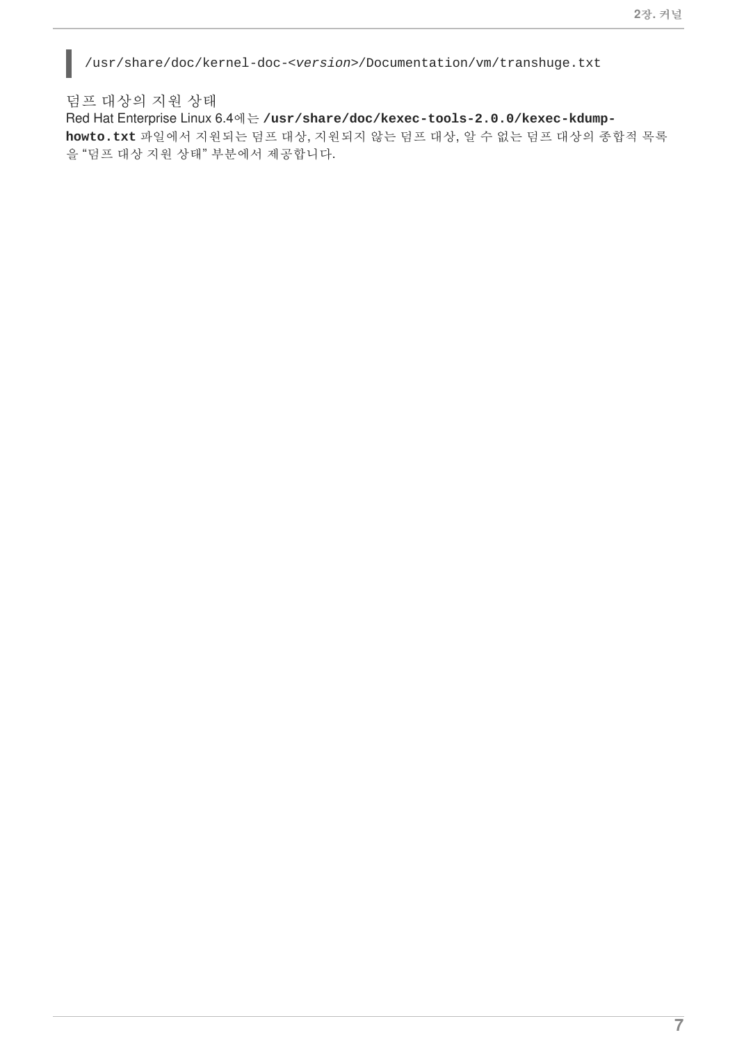```
/usr/share/doc/kernel-doc-<version>/Documentation/vm/transhuge.txt
```

덤프 대상의 지원 상태

Red Hat Enterprise Linux 6.4에는 **/usr/share/doc/kexec-tools-2.0.0/kexec-kdump-howto.txt** 파일에서 지원되는 덤프 대상, 지원되지 않는 덤프 대상, 알 수 없는 덤프 대상의 종합적 목록을 "덤프 대상 지원 상태" 부분에서 제공합니다.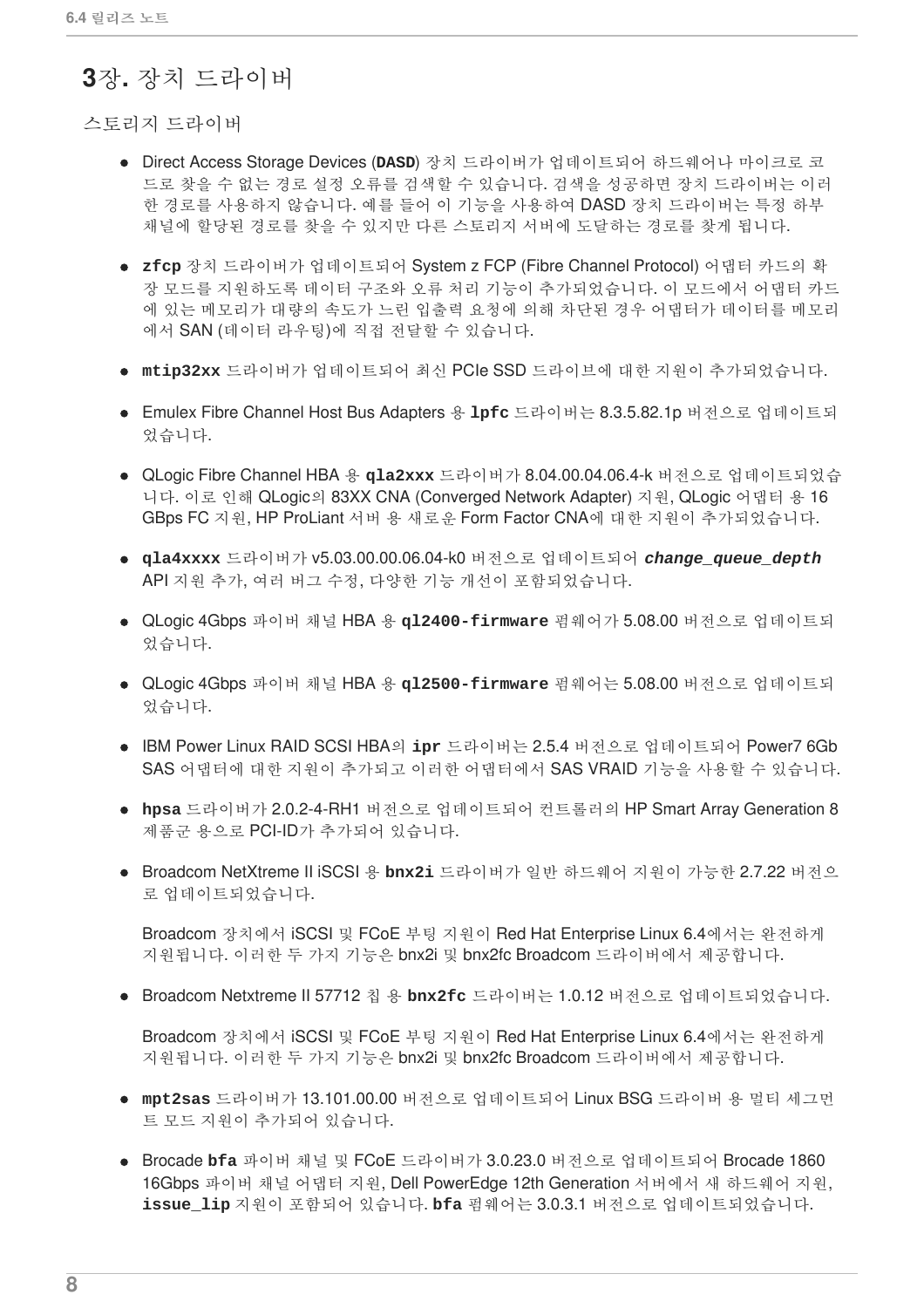# 3장. 장치 드라이버

## 스토리지 드라이버

- Direct Access Storage Devices (**DASD**) 장치 드라이버가 업데이트되어 하드웨어나 마이크로 코드로 찾을 수 없는 경로 설정 오류를 검색할 수 있습니다. 검색을 성공하면 장치 드라이버는 이러한 경로를 사용하지 않습니다. 예를 들어 이 기능을 사용하여 DASD 장치 드라이버는 특정 하부 채널에 할당된 경로를 찾을 수 있지만 다른 스토리지 서버에 도달하는 경로를 찾게 됩니다.

- **zfcp** 장치 드라이버가 업데이트되어 System z FCP (Fibre Channel Protocol) 어댑터 카드의 확장 모드를 지원하도록 데이터 구조와 오류 처리 기능이 추가되었습니다. 이 모드에서 어댑터 카드에 있는 메모리가 대량의 속도가 느린 입출력 요청에 의해 차단된 경우 어댑터가 데이터를 메모리에서 SAN (데이터 라우팅)에 직접 전달할 수 있습니다.

- **mtip32xx** 드라이버가 업데이트되어 최신 PCIe SSD 드라이브에 대한 지원이 추가되었습니다.

- Emulex Fibre Channel Host Bus Adapters 용 **lpfc** 드라이버는 8.3.5.82.1p 버전으로 업데이트되었습니다.

- QLogic Fibre Channel HBA 용 **qla2xxx** 드라이버가 8.04.00.04.06.4-k 버전으로 업데이트되었습니다. 이로 인해 QLogic의 83XX CNA (Converged Network Adapter) 지원, QLogic 어댑터 용 16 GBps FC 지원, HP ProLiant 서버 용 새로운 Form Factor CNA에 대한 지원이 추가되었습니다.

- **qla4xxxx** 드라이버가 v5.03.00.00.06.04-k0 버전으로 업데이트되어 ***change_queue_depth*** API 지원 추가, 여러 버그 수정, 다양한 기능 개선이 포함되었습니다.

- QLogic 4Gbps 파이버 채널 HBA 용 **ql2400-firmware** 펌웨어가 5.08.00 버전으로 업데이트되었습니다.

- QLogic 4Gbps 파이버 채널 HBA 용 **ql2500-firmware** 펌웨어는 5.08.00 버전으로 업데이트되었습니다.

- IBM Power Linux RAID SCSI HBA의 **ipr** 드라이버는 2.5.4 버전으로 업데이트되어 Power7 6Gb SAS 어댑터에 대한 지원이 추가되고 이러한 어댑터에서 SAS VRAID 기능을 사용할 수 있습니다.

- **hpsa** 드라이버가 2.0.2-4-RH1 버전으로 업데이트되어 컨트롤러의 HP Smart Array Generation 8 제품군 용으로 PCI-ID가 추가되어 있습니다.

- Broadcom NetXtreme II iSCSI 용 **bnx2i** 드라이버가 일반 하드웨어 지원이 가능한 2.7.22 버전으로 업데이트되었습니다.

  Broadcom 장치에서 iSCSI 및 FCoE 부팅 지원이 Red Hat Enterprise Linux 6.4에서는 완전하게 지원됩니다. 이러한 두 가지 기능은 bnx2i 및 bnx2fc Broadcom 드라이버에서 제공합니다.

- Broadcom Netxtreme II 57712 칩 용 **bnx2fc** 드라이버는 1.0.12 버전으로 업데이트되었습니다.

  Broadcom 장치에서 iSCSI 및 FCoE 부팅 지원이 Red Hat Enterprise Linux 6.4에서는 완전하게 지원됩니다. 이러한 두 가지 기능은 bnx2i 및 bnx2fc Broadcom 드라이버에서 제공합니다.

- **mpt2sas** 드라이버가 13.101.00.00 버전으로 업데이트되어 Linux BSG 드라이버 용 멀티 세그먼트 모드 지원이 추가되어 있습니다.

- Brocade **bfa** 파이버 채널 및 FCoE 드라이버가 3.0.23.0 버전으로 업데이트되어 Brocade 1860 16Gbps 파이버 채널 어댑터 지원, Dell PowerEdge 12th Generation 서버에서 새 하드웨어 지원, **issue_lip** 지원이 포함되어 있습니다. **bfa** 펌웨어는 3.0.3.1 버전으로 업데이트되었습니다.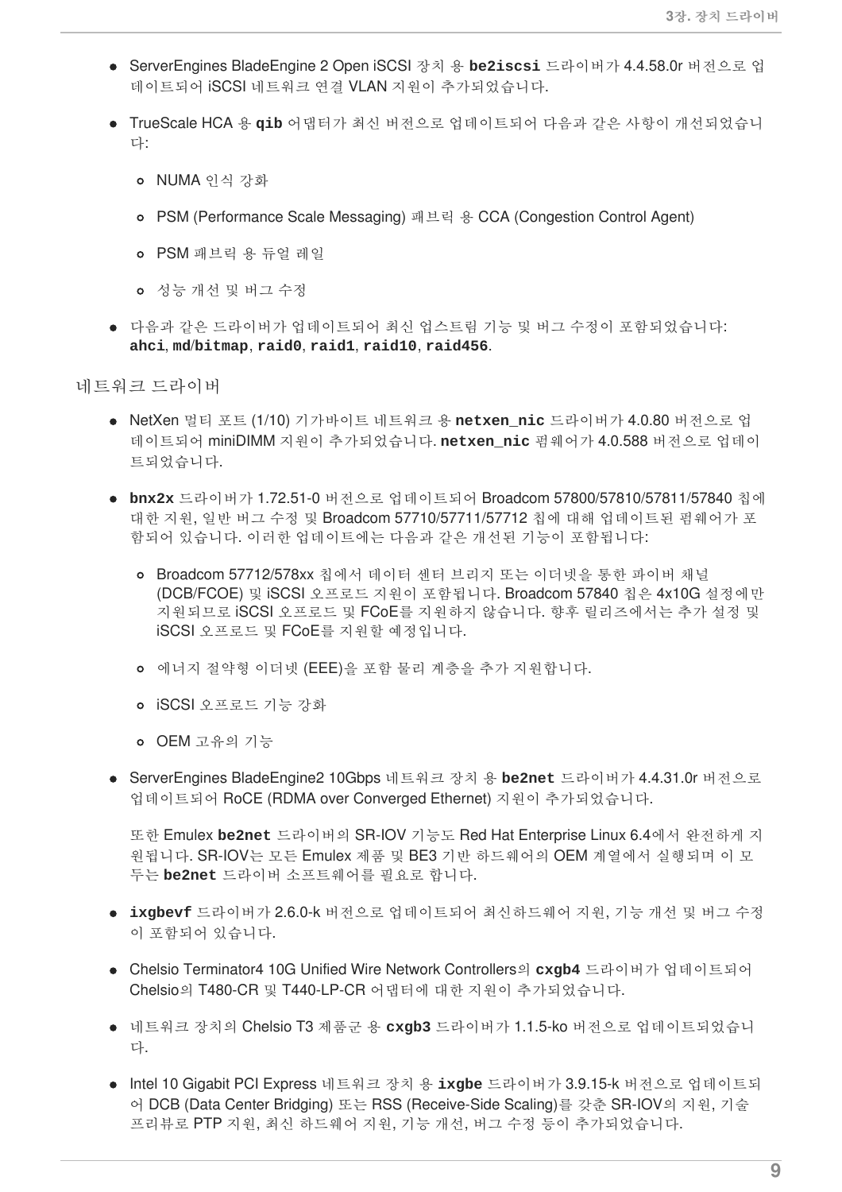- ServerEngines BladeEngine 2 Open iSCSI 장치 용 **be2iscsi** 드라이버가 4.4.58.0r 버전으로 업데이트되어 iSCSI 네트워크 연결 VLAN 지원이 추가되었습니다.

- TrueScale HCA 용 **qib** 어댑터가 최신 버전으로 업데이트되어 다음과 같은 사항이 개선되었습니다:

  - NUMA 인식 강화
  - PSM (Performance Scale Messaging) 패브릭 용 CCA (Congestion Control Agent)
  - PSM 패브릭 용 듀얼 레일
  - 성능 개선 및 버그 수정

- 다음과 같은 드라이버가 업데이트되어 최신 업스트림 기능 및 버그 수정이 포함되었습니다: **ahci**, **md**/**bitmap**, **raid0**, **raid1**, **raid10**, **raid456**.

## 네트워크 드라이버

- NetXen 멀티 포트 (1/10) 기가바이트 네트워크 용 **netxen_nic** 드라이버가 4.0.80 버전으로 업데이트되어 miniDIMM 지원이 추가되었습니다. **netxen_nic** 펌웨어가 4.0.588 버전으로 업데이트되었습니다.

- **bnx2x** 드라이버가 1.72.51-0 버전으로 업데이트되어 Broadcom 57800/57810/57811/57840 칩에 대한 지원, 일반 버그 수정 및 Broadcom 57710/57711/57712 칩에 대해 업데이트된 펌웨어가 포함되어 있습니다. 이러한 업데이트에는 다음과 같은 개선된 기능이 포함됩니다:

  - Broadcom 57712/578xx 칩에서 데이터 센터 브리지 또는 이더넷을 통한 파이버 채널 (DCB/FCOE) 및 iSCSI 오프로드 지원이 포함됩니다. Broadcom 57840 칩은 4x10G 설정에만 지원되므로 iSCSI 오프로드 및 FCoE를 지원하지 않습니다. 향후 릴리즈에서는 추가 설정 및 iSCSI 오프로드 및 FCoE를 지원할 예정입니다.
  - 에너지 절약형 이더넷 (EEE)을 포함 물리 계층을 추가 지원합니다.
  - iSCSI 오프로드 기능 강화
  - OEM 고유의 기능

- ServerEngines BladeEngine2 10Gbps 네트워크 장치 용 **be2net** 드라이버가 4.4.31.0r 버전으로 업데이트되어 RoCE (RDMA over Converged Ethernet) 지원이 추가되었습니다.

  또한 Emulex **be2net** 드라이버의 SR-IOV 기능도 Red Hat Enterprise Linux 6.4에서 완전하게 지원됩니다. SR-IOV는 모든 Emulex 제품 및 BE3 기반 하드웨어의 OEM 계열에서 실행되며 이 모두는 **be2net** 드라이버 소프트웨어를 필요로 합니다.

- **ixgbevf** 드라이버가 2.6.0-k 버전으로 업데이트되어 최신하드웨어 지원, 기능 개선 및 버그 수정이 포함되어 있습니다.

- Chelsio Terminator4 10G Unified Wire Network Controllers의 **cxgb4** 드라이버가 업데이트되어 Chelsio의 T480-CR 및 T440-LP-CR 어댑터에 대한 지원이 추가되었습니다.

- 네트워크 장치의 Chelsio T3 제품군 용 **cxgb3** 드라이버가 1.1.5-ko 버전으로 업데이트되었습니다.

- Intel 10 Gigabit PCI Express 네트워크 장치 용 **ixgbe** 드라이버가 3.9.15-k 버전으로 업데이트되어 DCB (Data Center Bridging) 또는 RSS (Receive-Side Scaling)를 갖춘 SR-IOV의 지원, 기술 프리뷰로 PTP 지원, 최신 하드웨어 지원, 기능 개선, 버그 수정 등이 추가되었습니다.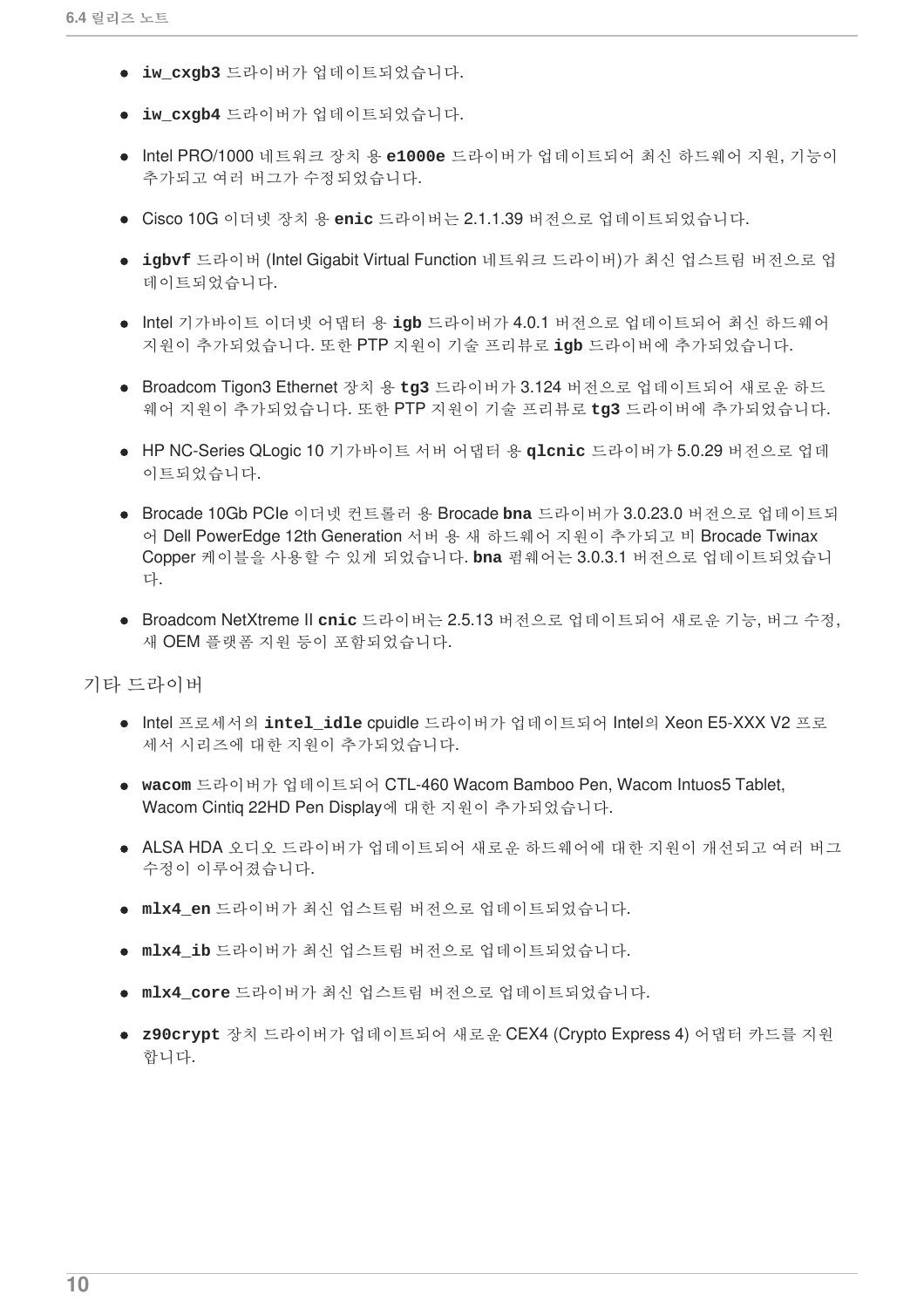- **iw_cxgb3** 드라이버가 업데이트되었습니다.
- **iw_cxgb4** 드라이버가 업데이트되었습니다.
- Intel PRO/1000 네트워크 장치 용 **e1000e** 드라이버가 업데이트되어 최신 하드웨어 지원, 기능이 추가되고 여러 버그가 수정되었습니다.
- Cisco 10G 이더넷 장치 용 **enic** 드라이버는 2.1.1.39 버전으로 업데이트되었습니다.
- **igbvf** 드라이버 (Intel Gigabit Virtual Function 네트워크 드라이버)가 최신 업스트림 버전으로 업데이트되었습니다.
- Intel 기가바이트 이더넷 어댑터 용 **igb** 드라이버가 4.0.1 버전으로 업데이트되어 최신 하드웨어 지원이 추가되었습니다. 또한 PTP 지원이 기술 프리뷰로 **igb** 드라이버에 추가되었습니다.
- Broadcom Tigon3 Ethernet 장치 용 **tg3** 드라이버가 3.124 버전으로 업데이트되어 새로운 하드웨어 지원이 추가되었습니다. 또한 PTP 지원이 기술 프리뷰로 **tg3** 드라이버에 추가되었습니다.
- HP NC-Series QLogic 10 기가바이트 서버 어댑터 용 **qlcnic** 드라이버가 5.0.29 버전으로 업데이트되었습니다.
- Brocade 10Gb PCIe 이더넷 컨트롤러 용 Brocade **bna** 드라이버가 3.0.23.0 버전으로 업데이트되어 Dell PowerEdge 12th Generation 서버 용 새 하드웨어 지원이 추가되고 비 Brocade Twinax Copper 케이블을 사용할 수 있게 되었습니다. **bna** 펌웨어는 3.0.3.1 버전으로 업데이트되었습니다.
- Broadcom NetXtreme II **cnic** 드라이버는 2.5.13 버전으로 업데이트되어 새로운 기능, 버그 수정, 새 OEM 플랫폼 지원 등이 포함되었습니다.

## 기타 드라이버

- Intel 프로세서의 **intel_idle** cpuidle 드라이버가 업데이트되어 Intel의 Xeon E5-XXX V2 프로세서 시리즈에 대한 지원이 추가되었습니다.
- **wacom** 드라이버가 업데이트되어 CTL-460 Wacom Bamboo Pen, Wacom Intuos5 Tablet, Wacom Cintiq 22HD Pen Display에 대한 지원이 추가되었습니다.
- ALSA HDA 오디오 드라이버가 업데이트되어 새로운 하드웨어에 대한 지원이 개선되고 여러 버그 수정이 이루어졌습니다.
- **mlx4_en** 드라이버가 최신 업스트림 버전으로 업데이트되었습니다.
- **mlx4_ib** 드라이버가 최신 업스트림 버전으로 업데이트되었습니다.
- **mlx4_core** 드라이버가 최신 업스트림 버전으로 업데이트되었습니다.
- **z90crypt** 장치 드라이버가 업데이트되어 새로운 CEX4 (Crypto Express 4) 어댑터 카드를 지원합니다.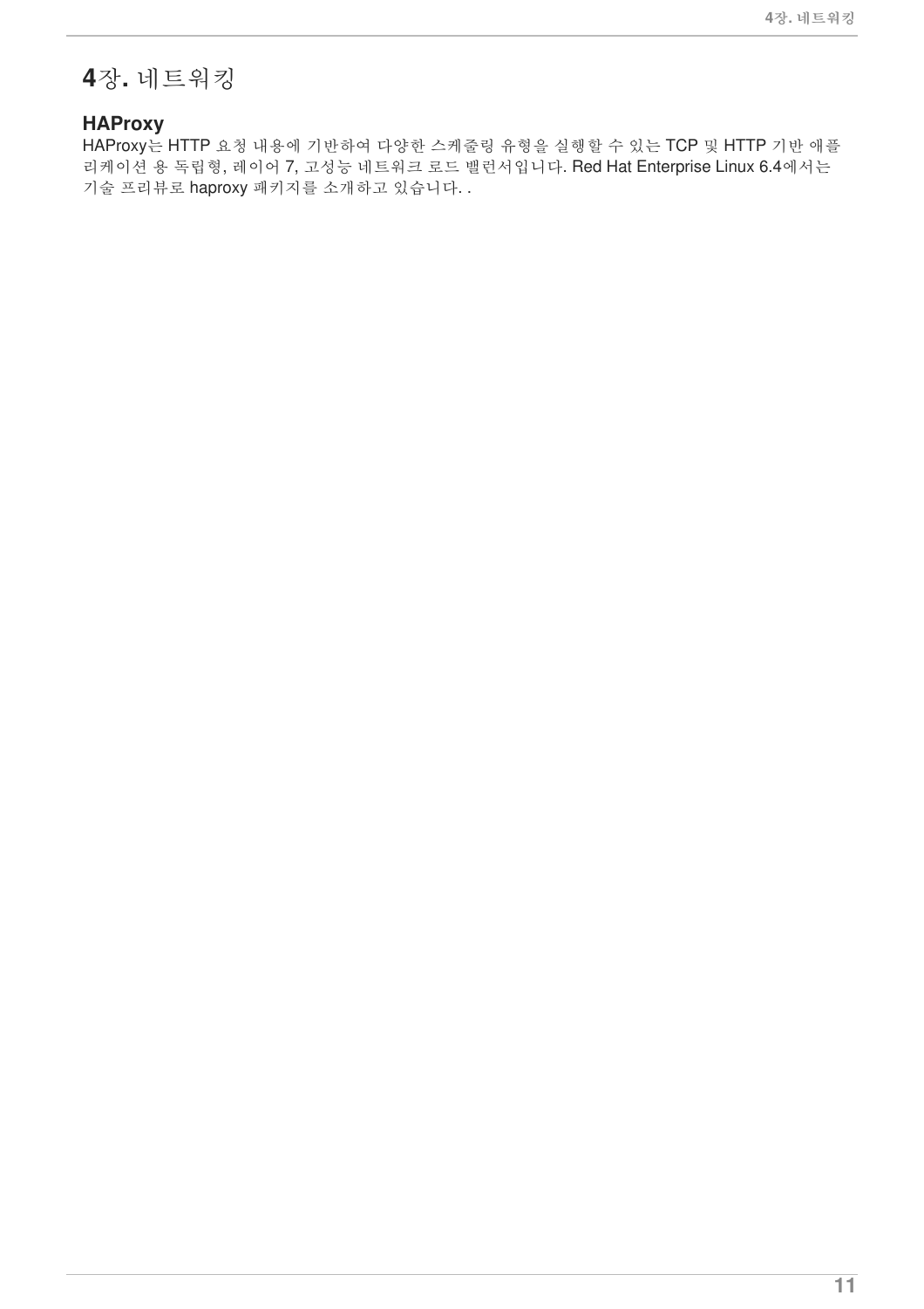# 4장. 네트워킹

## HAProxy

HAProxy는 HTTP 요청 내용에 기반하여 다양한 스케줄링 유형을 실행할 수 있는 TCP 및 HTTP 기반 애플리케이션 용 독립형, 레이어 7, 고성능 네트워크 로드 밸런서입니다. Red Hat Enterprise Linux 6.4에서는 기술 프리뷰로 haproxy 패키지를 소개하고 있습니다. .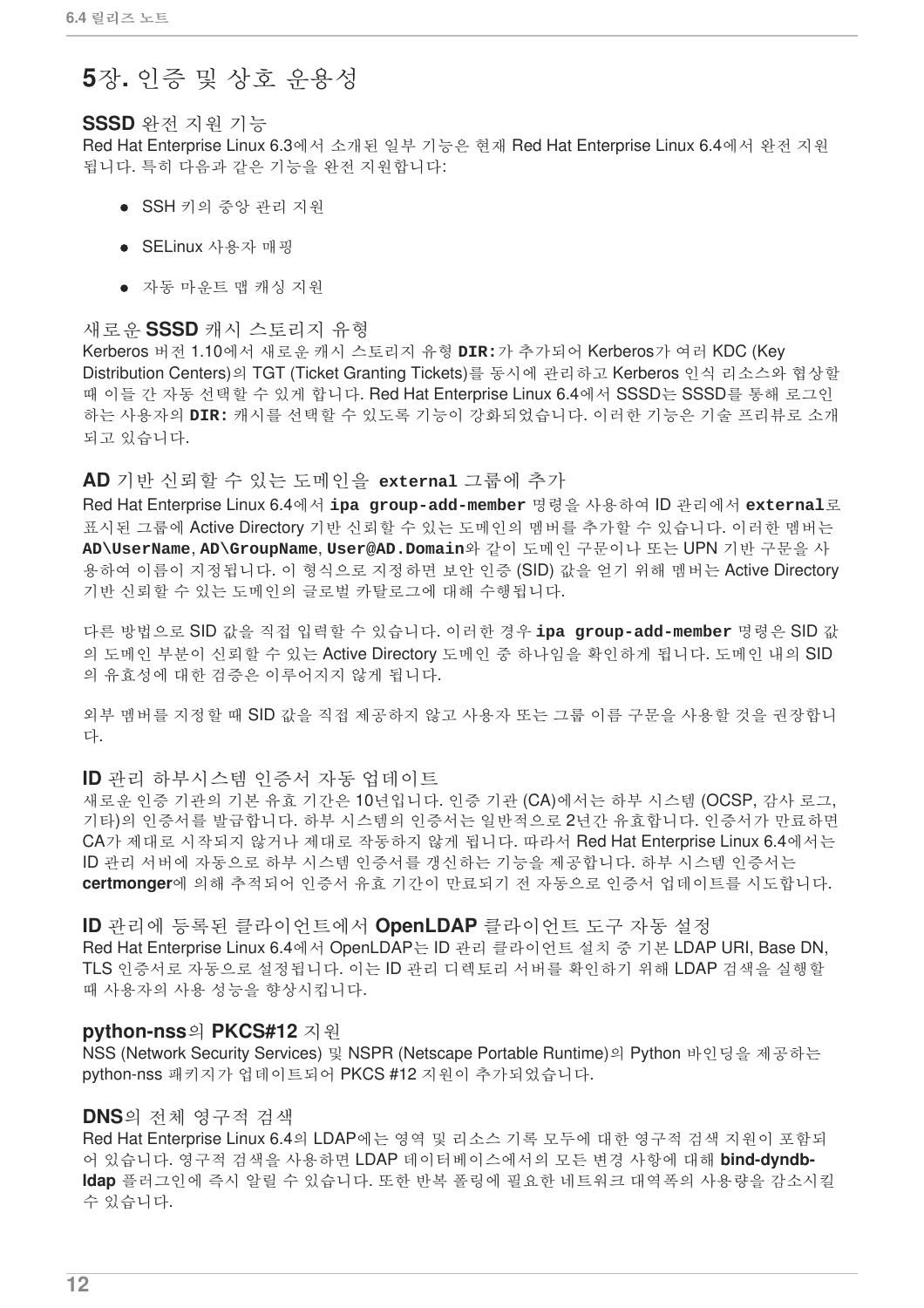# 5장. 인증 및 상호 운용성

## SSSD 완전 지원 기능

Red Hat Enterprise Linux 6.3에서 소개된 일부 기능은 현재 Red Hat Enterprise Linux 6.4에서 완전 지원됩니다. 특히 다음과 같은 기능을 완전 지원합니다:

- SSH 키의 중앙 관리 지원
- SELinux 사용자 매핑
- 자동 마운트 맵 캐싱 지원

## 새로운 SSSD 캐시 스토리지 유형

Kerberos 버전 1.10에서 새로운 캐시 스토리지 유형 `DIR:`가 추가되어 Kerberos가 여러 KDC (Key Distribution Centers)의 TGT (Ticket Granting Tickets)를 동시에 관리하고 Kerberos 인식 리소스와 협상할 때 이들 간 자동 선택할 수 있게 합니다. Red Hat Enterprise Linux 6.4에서 SSSD는 SSSD를 통해 로그인하는 사용자의 `DIR:` 캐시를 선택할 수 있도록 기능이 강화되었습니다. 이러한 기능은 기술 프리뷰로 소개되고 있습니다.

## AD 기반 신뢰할 수 있는 도메인을 `external` 그룹에 추가

Red Hat Enterprise Linux 6.4에서 `ipa group-add-member` 명령을 사용하여 ID 관리에서 `external`로 표시된 그룹에 Active Directory 기반 신뢰할 수 있는 도메인의 멤버를 추가할 수 있습니다. 이러한 멤버는 `AD\UserName`, `AD\GroupName`, `User@AD.Domain`와 같이 도메인 구문이나 또는 UPN 기반 구문을 사용하여 이름이 지정됩니다. 이 형식으로 지정하면 보안 인증 (SID) 값을 얻기 위해 멤버는 Active Directory 기반 신뢰할 수 있는 도메인의 글로벌 카탈로그에 대해 수행됩니다.

다른 방법으로 SID 값을 직접 입력할 수 있습니다. 이러한 경우 `ipa group-add-member` 명령은 SID 값의 도메인 부분이 신뢰할 수 있는 Active Directory 도메인 중 하나임을 확인하게 됩니다. 도메인 내의 SID의 유효성에 대한 검증은 이루어지지 않게 됩니다.

외부 멤버를 지정할 때 SID 값을 직접 제공하지 않고 사용자 또는 그룹 이름 구문을 사용할 것을 권장합니다.

## ID 관리 하부시스템 인증서 자동 업데이트

새로운 인증 기관의 기본 유효 기간은 10년입니다. 인증 기관 (CA)에서는 하부 시스템 (OCSP, 감사 로그, 기타)의 인증서를 발급합니다. 하부 시스템의 인증서는 일반적으로 2년간 유효합니다. 인증서가 만료하면 CA가 제대로 시작되지 않거나 제대로 작동하지 않게 됩니다. 따라서 Red Hat Enterprise Linux 6.4에서는 ID 관리 서버에 자동으로 하부 시스템 인증서를 갱신하는 기능을 제공합니다. 하부 시스템 인증서는 **certmonger**에 의해 추적되어 인증서 유효 기간이 만료되기 전 자동으로 인증서 업데이트를 시도합니다.

## ID 관리에 등록된 클라이언트에서 OpenLDAP 클라이언트 도구 자동 설정

Red Hat Enterprise Linux 6.4에서 OpenLDAP는 ID 관리 클라이언트 설치 중 기본 LDAP URI, Base DN, TLS 인증서로 자동으로 설정됩니다. 이는 ID 관리 디렉토리 서버를 확인하기 위해 LDAP 검색을 실행할 때 사용자의 사용 성능을 향상시킵니다.

## python-nss의 PKCS#12 지원

NSS (Network Security Services) 및 NSPR (Netscape Portable Runtime)의 Python 바인딩을 제공하는 python-nss 패키지가 업데이트되어 PKCS #12 지원이 추가되었습니다.

## DNS의 전체 영구적 검색

Red Hat Enterprise Linux 6.4의 LDAP에는 영역 및 리소스 기록 모두에 대한 영구적 검색 지원이 포함되어 있습니다. 영구적 검색을 사용하면 LDAP 데이터베이스에서의 모든 변경 사항에 대해 **bind-dyndb-ldap** 플러그인에 즉시 알릴 수 있습니다. 또한 반복 폴링에 필요한 네트워크 대역폭의 사용량을 감소시킬 수 있습니다.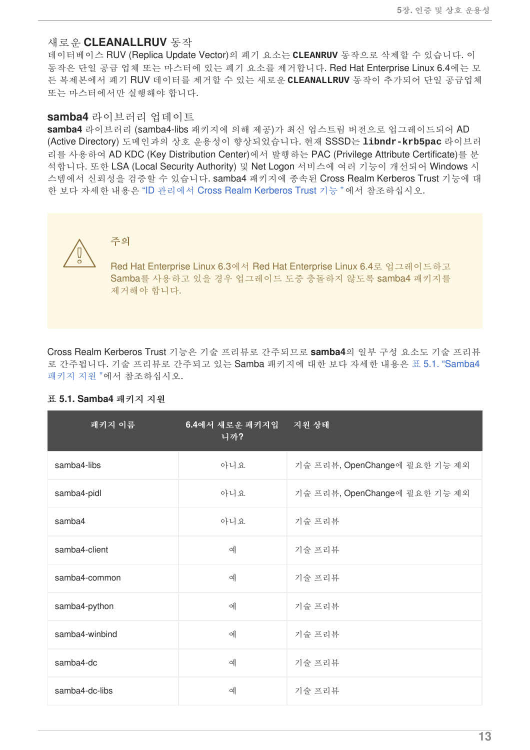### 새로운 CLEANALLRUV 동작

데이터베이스 RUV (Replica Update Vector)의 폐기 요소는 **CLEANRUV** 동작으로 삭제할 수 있습니다. 이 동작은 단일 공급 업체 또는 마스터에 있는 폐기 요소를 제거합니다. Red Hat Enterprise Linux 6.4에는 모든 복제본에서 폐기 RUV 데이터를 제거할 수 있는 새로운 **CLEANALLRUV** 동작이 추가되어 단일 공급업체 또는 마스터에서만 실행해야 합니다.

### samba4 라이브러리 업데이트

**samba4** 라이브러리 (samba4-libs 패키지에 의해 제공)가 최신 업스트림 버전으로 업그레이드되어 AD (Active Directory) 도메인과의 상호 운용성이 향상되었습니다. 현재 SSSD는 **libndr-krb5pac** 라이브러리를 사용하여 AD KDC (Key Distribution Center)에서 발행하는 PAC (Privilege Attribute Certificate)를 분석합니다. 또한 LSA (Local Security Authority) 및 Net Logon 서비스에 여러 기능이 개선되어 Windows 시스템에서 신뢰성을 검증할 수 있습니다. samba4 패키지에 종속된 Cross Realm Kerberos Trust 기능에 대한 보다 자세한 내용은 "ID 관리에서 Cross Realm Kerberos Trust 기능 "에서 참조하십시오.

> **주의**
>
> Red Hat Enterprise Linux 6.3에서 Red Hat Enterprise Linux 6.4로 업그레이드하고 Samba를 사용하고 있을 경우 업그레이드 도중 충돌하지 않도록 samba4 패키지를 제거해야 합니다.

Cross Realm Kerberos Trust 기능은 기술 프리뷰로 간주되므로 **samba4**의 일부 구성 요소도 기술 프리뷰로 간주됩니다. 기술 프리뷰로 간주되고 있는 Samba 패키지에 대한 보다 자세한 내용은 표 5.1. "Samba4 패키지 지원 "에서 참조하십시오.

**표 5.1. Samba4 패키지 지원**

| 패키지 이름 | 6.4에서 새로운 패키지입니까? | 지원 상태 |
|---|---|---|
| samba4-libs | 아니요 | 기술 프리뷰, OpenChange에 필요한 기능 제외 |
| samba4-pidl | 아니요 | 기술 프리뷰, OpenChange에 필요한 기능 제외 |
| samba4 | 아니요 | 기술 프리뷰 |
| samba4-client | 예 | 기술 프리뷰 |
| samba4-common | 예 | 기술 프리뷰 |
| samba4-python | 예 | 기술 프리뷰 |
| samba4-winbind | 예 | 기술 프리뷰 |
| samba4-dc | 예 | 기술 프리뷰 |
| samba4-dc-libs | 예 | 기술 프리뷰 |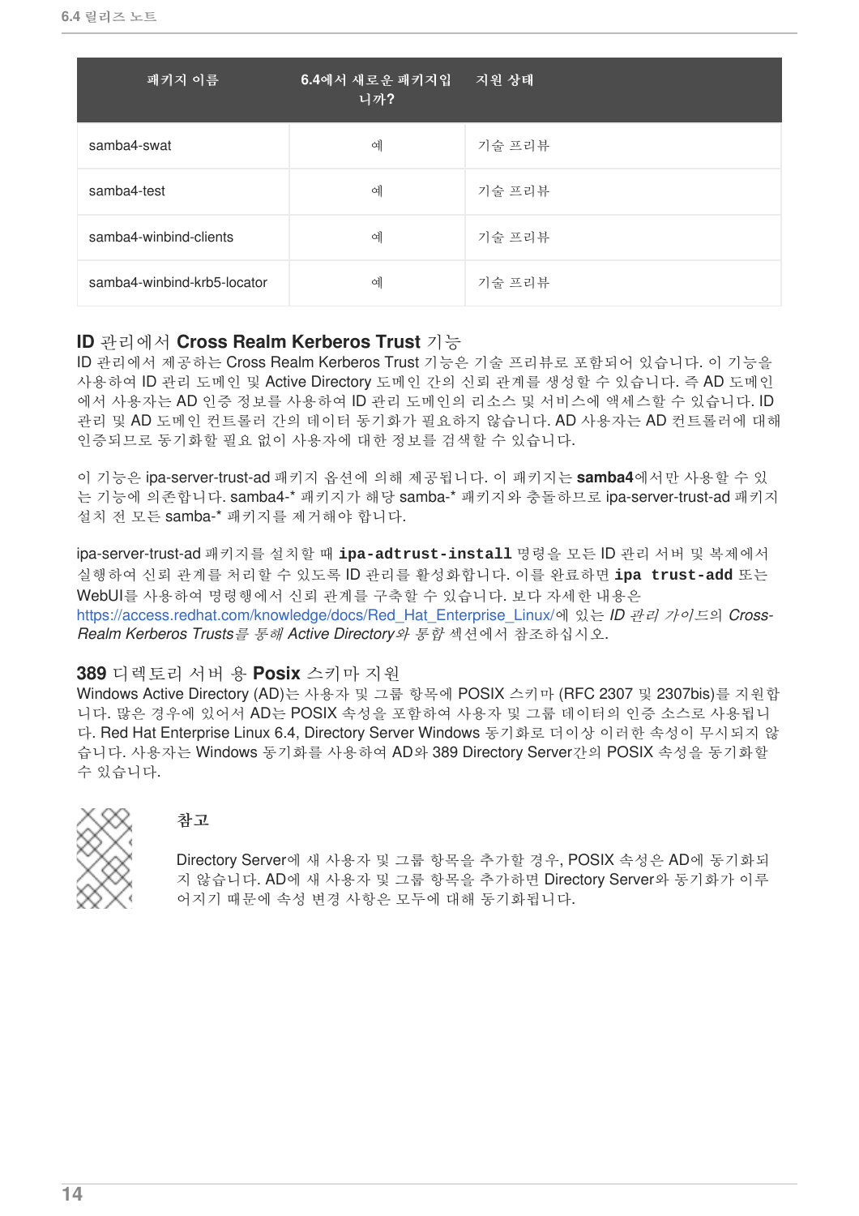| 패키지 이름 | 6.4에서 새로운 패키지입니까? | 지원 상태 |
|---|---|---|
| samba4-swat | 예 | 기술 프리뷰 |
| samba4-test | 예 | 기술 프리뷰 |
| samba4-winbind-clients | 예 | 기술 프리뷰 |
| samba4-winbind-krb5-locator | 예 | 기술 프리뷰 |

### ID 관리에서 Cross Realm Kerberos Trust 기능

ID 관리에서 제공하는 Cross Realm Kerberos Trust 기능은 기술 프리뷰로 포함되어 있습니다. 이 기능을 사용하여 ID 관리 도메인 및 Active Directory 도메인 간의 신뢰 관계를 생성할 수 있습니다. 즉 AD 도메인에서 사용자는 AD 인증 정보를 사용하여 ID 관리 도메인의 리소스 및 서비스에 액세스할 수 있습니다. ID 관리 및 AD 도메인 컨트롤러 간의 데이터 동기화가 필요하지 않습니다. AD 사용자는 AD 컨트롤러에 대해 인증되므로 동기화할 필요 없이 사용자에 대한 정보를 검색할 수 있습니다.

이 기능은 ipa-server-trust-ad 패키지 옵션에 의해 제공됩니다. 이 패키지는 **samba4**에서만 사용할 수 있는 기능에 의존합니다. samba4-* 패키지가 해당 samba-* 패키지와 충돌하므로 ipa-server-trust-ad 패키지 설치 전 모든 samba-* 패키지를 제거해야 합니다.

ipa-server-trust-ad 패키지를 설치할 때 **`ipa-adtrust-install`** 명령을 모든 ID 관리 서버 및 복제에서 실행하여 신뢰 관계를 처리할 수 있도록 ID 관리를 활성화합니다. 이를 완료하면 **`ipa trust-add`** 또는 WebUI를 사용하여 명령행에서 신뢰 관계를 구축할 수 있습니다. 보다 자세한 내용은 https://access.redhat.com/knowledge/docs/Red_Hat_Enterprise_Linux/에 있는 *ID 관리 가이드*의 *Cross-Realm Kerberos Trusts를 통해 Active Directory와 통합* 섹션에서 참조하십시오.

### 389 디렉토리 서버 용 Posix 스키마 지원

Windows Active Directory (AD)는 사용자 및 그룹 항목에 POSIX 스키마 (RFC 2307 및 2307bis)를 지원합니다. 많은 경우에 있어서 AD는 POSIX 속성을 포함하여 사용자 및 그룹 데이터의 인증 소스로 사용됩니다. Red Hat Enterprise Linux 6.4, Directory Server Windows 동기화로 더이상 이러한 속성이 무시되지 않습니다. 사용자는 Windows 동기화를 사용하여 AD와 389 Directory Server간의 POSIX 속성을 동기화할 수 있습니다.

> **참고**
>
> Directory Server에 새 사용자 및 그룹 항목을 추가할 경우, POSIX 속성은 AD에 동기화되지 않습니다. AD에 새 사용자 및 그룹 항목을 추가하면 Directory Server와 동기화가 이루어지기 때문에 속성 변경 사항은 모두에 대해 동기화됩니다.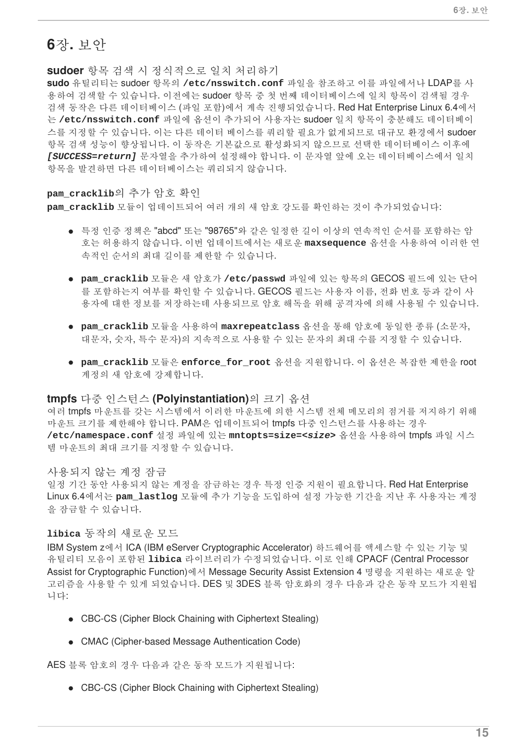# 6장. 보안

### sudoer 항목 검색 시 정식적으로 일치 처리하기

**sudo** 유틸리티는 sudoer 항목의 **/etc/nsswitch.conf** 파일을 참조하고 이를 파일에서나 LDAP를 사용하여 검색할 수 있습니다. 이전에는 sudoer 항목 중 첫 번째 데이터베이스에 일치 항목이 검색될 경우 검색 동작은 다른 데이터베이스 (파일 포함)에서 계속 진행되었습니다. Red Hat Enterprise Linux 6.4에서는 **/etc/nsswitch.conf** 파일에 옵션이 추가되어 사용자는 sudoer 일치 항목이 충분해도 데이터베이스를 지정할 수 있습니다. 이는 다른 데이터 베이스를 쿼리할 필요가 없게되므로 대규모 환경에서 sudoer 항목 검색 성능이 향상됩니다. 이 동작은 기본값으로 활성화되지 않으므로 선택한 데이터베이스 이후에 ***[SUCCESS=return]*** 문자열을 추가하여 설정해야 합니다. 이 문자열 앞에 오는 데이터베이스에서 일치 항목을 발견하면 다른 데이터베이스는 쿼리되지 않습니다.

### pam_cracklib의 추가 암호 확인

**pam_cracklib** 모듈이 업데이트되어 여러 개의 새 암호 강도를 확인하는 것이 추가되었습니다:

- 특정 인증 정책은 "abcd" 또는 "98765"와 같은 일정한 길이 이상의 연속적인 순서를 포함하는 암호는 허용하지 않습니다. 이번 업데이트에서는 새로운 **maxsequence** 옵션을 사용하여 이러한 연속적인 순서의 최대 길이를 제한할 수 있습니다.
- **pam_cracklib** 모듈은 새 암호가 **/etc/passwd** 파일에 있는 항목의 GECOS 필드에 있는 단어를 포함하는지 여부를 확인할 수 있습니다. GECOS 필드는 사용자 이름, 전화 번호 등과 같이 사용자에 대한 정보를 저장하는데 사용되므로 암호 해독을 위해 공격자에 의해 사용될 수 있습니다.
- **pam_cracklib** 모듈을 사용하여 **maxrepeatclass** 옵션을 통해 암호에 동일한 종류 (소문자, 대문자, 숫자, 특수 문자)의 지속적으로 사용할 수 있는 문자의 최대 수를 지정할 수 있습니다.
- **pam_cracklib** 모듈은 **enforce_for_root** 옵션을 지원합니다. 이 옵션은 복잡한 제한을 root 계정의 새 암호에 강제합니다.

### tmpfs 다중 인스턴스 (Polyinstantiation)의 크기 옵션

여러 tmpfs 마운트를 갖는 시스템에서 이러한 마운트에 의한 시스템 전체 메모리의 점거를 저지하기 위해 마운트 크기를 제한해야 합니다. PAM은 업데이트되어 tmpfs 다중 인스턴스를 사용하는 경우 **/etc/namespace.conf** 설정 파일에 있는 **mntopts=size=<*size*>** 옵션을 사용하여 tmpfs 파일 시스템 마운트의 최대 크기를 지정할 수 있습니다.

### 사용되지 않는 계정 잠금

일정 기간 동안 사용되지 않는 계정을 잠금하는 경우 특정 인증 지원이 필요합니다. Red Hat Enterprise Linux 6.4에서는 **pam_lastlog** 모듈에 추가 기능을 도입하여 설정 가능한 기간을 지난 후 사용자는 계정을 잠금할 수 있습니다.

### libica 동작의 새로운 모드

IBM System z에서 ICA (IBM eServer Cryptographic Accelerator) 하드웨어를 액세스할 수 있는 기능 및 유틸리티 모음이 포함된 **libica** 라이브러리가 수정되었습니다. 이로 인해 CPACF (Central Processor Assist for Cryptographic Function)에서 Message Security Assist Extension 4 명령을 지원하는 새로운 알고리즘을 사용할 수 있게 되었습니다. DES 및 3DES 블록 암호화의 경우 다음과 같은 동작 모드가 지원됩니다:

- CBC-CS (Cipher Block Chaining with Ciphertext Stealing)
- CMAC (Cipher-based Message Authentication Code)

AES 블록 암호의 경우 다음과 같은 동작 모드가 지원됩니다:

- CBC-CS (Cipher Block Chaining with Ciphertext Stealing)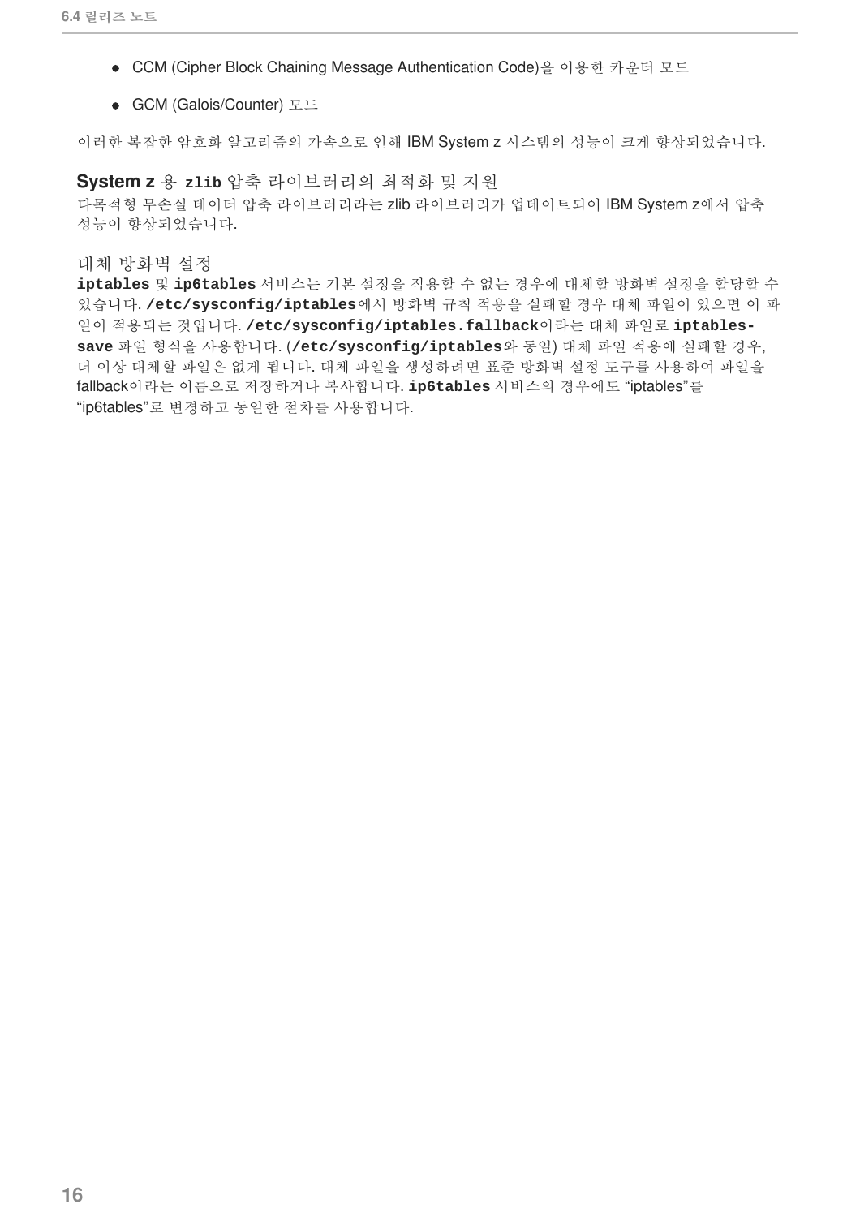- CCM (Cipher Block Chaining Message Authentication Code)을 이용한 카운터 모드
- GCM (Galois/Counter) 모드

이러한 복잡한 암호화 알고리즘의 가속으로 인해 IBM System z 시스템의 성능이 크게 향상되었습니다.

### System z 용 `zlib` 압축 라이브러리의 최적화 및 지원

다목적형 무손실 데이터 압축 라이브러리라는 zlib 라이브러리가 업데이트되어 IBM System z에서 압축 성능이 향상되었습니다.

### 대체 방화벽 설정

**`iptables`** 및 **`ip6tables`** 서비스는 기본 설정을 적용할 수 없는 경우에 대체할 방화벽 설정을 할당할 수 있습니다. **`/etc/sysconfig/iptables`**에서 방화벽 규칙 적용을 실패할 경우 대체 파일이 있으면 이 파일이 적용되는 것입니다. **`/etc/sysconfig/iptables.fallback`**이라는 대체 파일로 **`iptables-save`** 파일 형식을 사용합니다. (**`/etc/sysconfig/iptables`**와 동일) 대체 파일 적용에 실패할 경우, 더 이상 대체할 파일은 없게 됩니다. 대체 파일을 생성하려면 표준 방화벽 설정 도구를 사용하여 파일을 fallback이라는 이름으로 저장하거나 복사합니다. **`ip6tables`** 서비스의 경우에도 “iptables”를 “ip6tables”로 변경하고 동일한 절차를 사용합니다.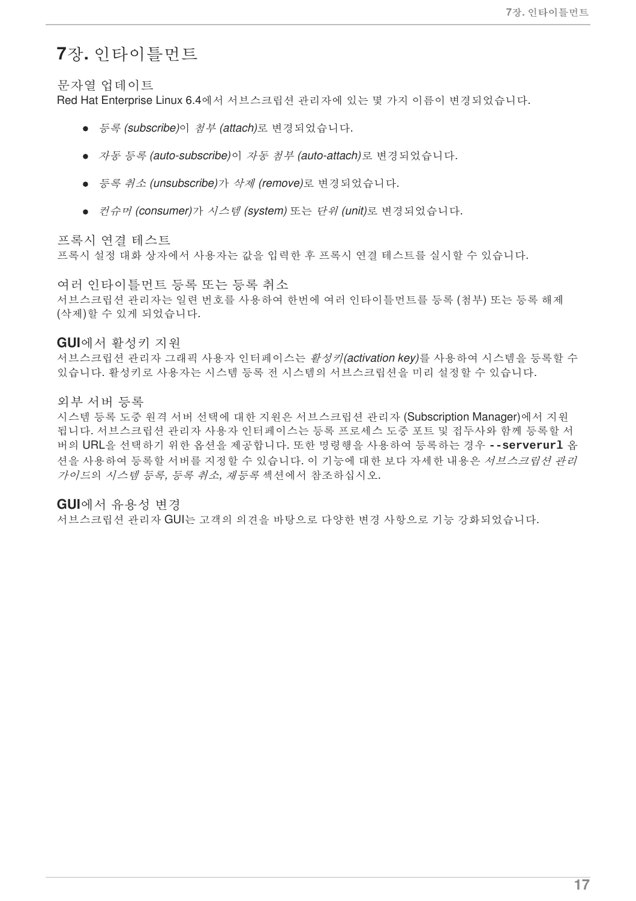# 7장. 인타이틀먼트

## 문자열 업데이트

Red Hat Enterprise Linux 6.4에서 서브스크립션 관리자에 있는 몇 가지 이름이 변경되었습니다.

- *등록 (subscribe)*이 *첨부 (attach)*로 변경되었습니다.
- *자동 등록 (auto-subscribe)*이 *자동 첨부 (auto-attach)*로 변경되었습니다.
- *등록 취소 (unsubscribe)*가 *삭제 (remove)*로 변경되었습니다.
- *컨슈머 (consumer)*가 *시스템 (system)* 또는 *단위 (unit)*로 변경되었습니다.

## 프록시 연결 테스트

프록시 설정 대화 상자에서 사용자는 값을 입력한 후 프록시 연결 테스트를 실시할 수 있습니다.

## 여러 인타이틀먼트 등록 또는 등록 취소

서브스크립션 관리자는 일련 번호를 사용하여 한번에 여러 인타이틀먼트를 등록 (첨부) 또는 등록 해제 (삭제)할 수 있게 되었습니다.

## GUI에서 활성키 지원

서브스크립션 관리자 그래픽 사용자 인터페이스는 *활성키(activation key)*를 사용하여 시스템을 등록할 수 있습니다. 활성키로 사용자는 시스템 등록 전 시스템의 서브스크립션을 미리 설정할 수 있습니다.

## 외부 서버 등록

시스템 등록 도중 원격 서버 선택에 대한 지원은 서브스크립션 관리자 (Subscription Manager)에서 지원됩니다. 서브스크립션 관리자 사용자 인터페이스는 등록 프로세스 도중 포트 및 접두사와 함께 등록할 서버의 URL을 선택하기 위한 옵션을 제공합니다. 또한 명령행을 사용하여 등록하는 경우 **`--serverurl`** 옵션을 사용하여 등록할 서버를 지정할 수 있습니다. 이 기능에 대한 보다 자세한 내용은 *서브스크립션 관리 가이드*의 *시스템 등록, 등록 취소, 재등록* 섹션에서 참조하십시오.

## GUI에서 유용성 변경

서브스크립션 관리자 GUI는 고객의 의견을 바탕으로 다양한 변경 사항으로 기능 강화되었습니다.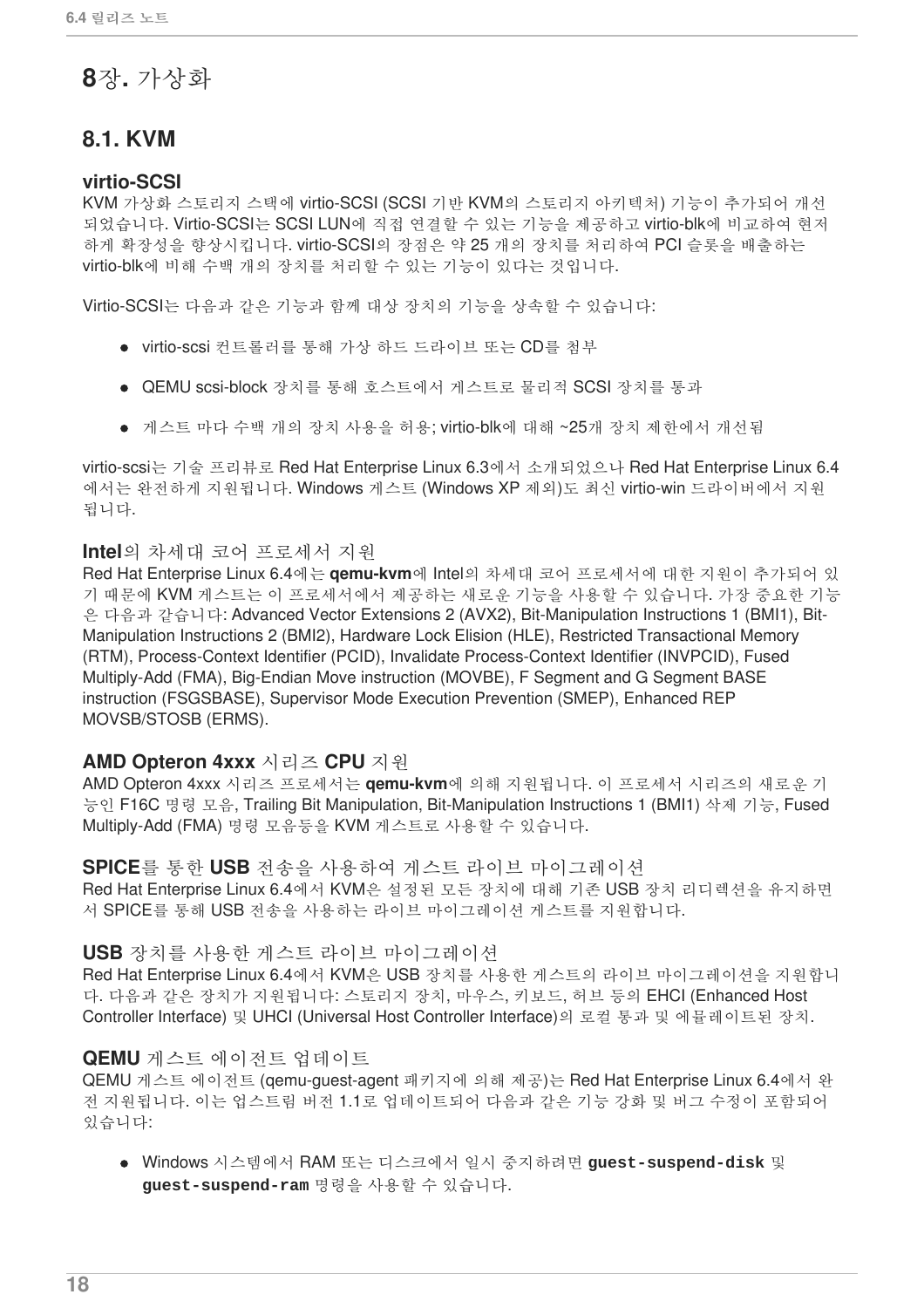// 8장. 가상화

## 8.1. KVM

### virtio-SCSI

KVM 가상화 스토리지 스택에 virtio-SCSI (SCSI 기반 KVM의 스토리지 아키텍처) 기능이 추가되어 개선되었습니다. Virtio-SCSI는 SCSI LUN에 직접 연결할 수 있는 기능을 제공하고 virtio-blk에 비교하여 현저하게 확장성을 향상시킵니다. virtio-SCSI의 장점은 약 25 개의 장치를 처리하여 PCI 슬롯을 배출하는 virtio-blk에 비해 수백 개의 장치를 처리할 수 있는 기능이 있다는 것입니다.

Virtio-SCSI는 다음과 같은 기능과 함께 대상 장치의 기능을 상속할 수 있습니다:

- virtio-scsi 컨트롤러를 통해 가상 하드 드라이브 또는 CD를 첨부
- QEMU scsi-block 장치를 통해 호스트에서 게스트로 물리적 SCSI 장치를 통과
- 게스트 마다 수백 개의 장치 사용을 허용; virtio-blk에 대해 ~25개 장치 제한에서 개선됨

virtio-scsi는 기술 프리뷰로 Red Hat Enterprise Linux 6.3에서 소개되었으나 Red Hat Enterprise Linux 6.4 에서는 완전하게 지원됩니다. Windows 게스트 (Windows XP 제외)도 최신 virtio-win 드라이버에서 지원됩니다.

### Intel의 차세대 코어 프로세서 지원

Red Hat Enterprise Linux 6.4에는 **qemu-kvm**에 Intel의 차세대 코어 프로세서에 대한 지원이 추가되어 있기 때문에 KVM 게스트는 이 프로세서에서 제공하는 새로운 기능을 사용할 수 있습니다. 가장 중요한 기능은 다음과 같습니다: Advanced Vector Extensions 2 (AVX2), Bit-Manipulation Instructions 1 (BMI1), Bit-Manipulation Instructions 2 (BMI2), Hardware Lock Elision (HLE), Restricted Transactional Memory (RTM), Process-Context Identifier (PCID), Invalidate Process-Context Identifier (INVPCID), Fused Multiply-Add (FMA), Big-Endian Move instruction (MOVBE), F Segment and G Segment BASE instruction (FSGSBASE), Supervisor Mode Execution Prevention (SMEP), Enhanced REP MOVSB/STOSB (ERMS).

### AMD Opteron 4xxx 시리즈 CPU 지원

AMD Opteron 4xxx 시리즈 프로세서는 **qemu-kvm**에 의해 지원됩니다. 이 프로세서 시리즈의 새로운 기능인 F16C 명령 모음, Trailing Bit Manipulation, Bit-Manipulation Instructions 1 (BMI1) 삭제 기능, Fused Multiply-Add (FMA) 명령 모음등을 KVM 게스트로 사용할 수 있습니다.

### SPICE를 통한 USB 전송을 사용하여 게스트 라이브 마이그레이션

Red Hat Enterprise Linux 6.4에서 KVM은 설정된 모든 장치에 대해 기존 USB 장치 리디렉션을 유지하면서 SPICE를 통해 USB 전송을 사용하는 라이브 마이그레이션 게스트를 지원합니다.

### USB 장치를 사용한 게스트 라이브 마이그레이션

Red Hat Enterprise Linux 6.4에서 KVM은 USB 장치를 사용한 게스트의 라이브 마이그레이션을 지원합니다. 다음과 같은 장치가 지원됩니다: 스토리지 장치, 마우스, 키보드, 허브 등의 EHCI (Enhanced Host Controller Interface) 및 UHCI (Universal Host Controller Interface)의 로컬 통과 및 에뮬레이트된 장치.

### QEMU 게스트 에이전트 업데이트

QEMU 게스트 에이전트 (qemu-guest-agent 패키지에 의해 제공)는 Red Hat Enterprise Linux 6.4에서 완전 지원됩니다. 이는 업스트림 버전 1.1로 업데이트되어 다음과 같은 기능 강화 및 버그 수정이 포함되어 있습니다:

- Windows 시스템에서 RAM 또는 디스크에서 일시 중지하려면 `guest-suspend-disk` 및 `guest-suspend-ram` 명령을 사용할 수 있습니다.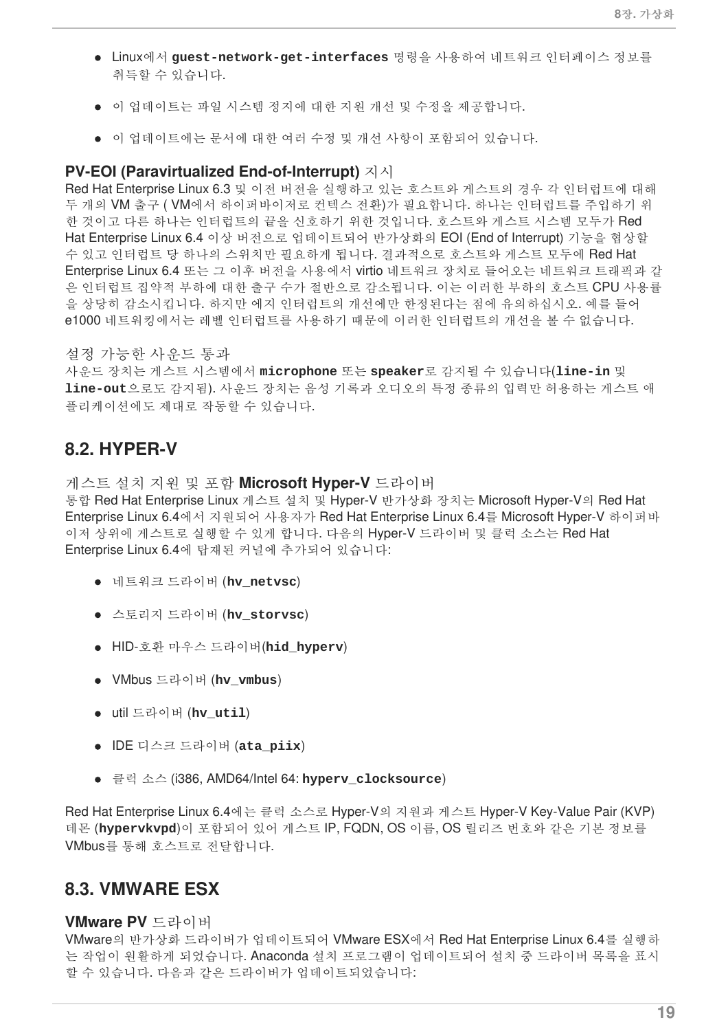- Linux에서 **guest-network-get-interfaces** 명령을 사용하여 네트워크 인터페이스 정보를 취득할 수 있습니다.
- 이 업데이트는 파일 시스템 정지에 대한 지원 개선 및 수정을 제공합니다.
- 이 업데이트에는 문서에 대한 여러 수정 및 개선 사항이 포함되어 있습니다.

### PV-EOI (Paravirtualized End-of-Interrupt) 지시

Red Hat Enterprise Linux 6.3 및 이전 버전을 실행하고 있는 호스트와 게스트의 경우 각 인터럽트에 대해 두 개의 VM 출구 ( VM에서 하이퍼바이저로 컨텍스 전환)가 필요합니다. 하나는 인터럽트를 주입하기 위한 것이고 다른 하나는 인터럽트의 끝을 신호하기 위한 것입니다. 호스트와 게스트 시스템 모두가 Red Hat Enterprise Linux 6.4 이상 버전으로 업데이트되어 반가상화의 EOI (End of Interrupt) 기능을 협상할 수 있고 인터럽트 당 하나의 스위치만 필요하게 됩니다. 결과적으로 호스트와 게스트 모두에 Red Hat Enterprise Linux 6.4 또는 그 이후 버전을 사용에서 virtio 네트워크 장치로 들어오는 네트워크 트래픽과 같은 인터럽트 집약적 부하에 대한 출구 수가 절반으로 감소됩니다. 이는 이러한 부하의 호스트 CPU 사용률을 상당히 감소시킵니다. 하지만 에지 인터럽트의 개선에만 한정된다는 점에 유의하십시오. 예를 들어 e1000 네트워킹에서는 레벨 인터럽트를 사용하기 때문에 이러한 인터럽트의 개선을 볼 수 없습니다.

### 설정 가능한 사운드 통과

사운드 장치는 게스트 시스템에서 **microphone** 또는 **speaker**로 감지될 수 있습니다(**line-in** 및 **line-out**으로도 감지됨). 사운드 장치는 음성 기록과 오디오의 특정 종류의 입력만 허용하는 게스트 애플리케이션에도 제대로 작동할 수 있습니다.

## 8.2. HYPER-V

### 게스트 설치 지원 및 포함 Microsoft Hyper-V 드라이버

통합 Red Hat Enterprise Linux 게스트 설치 및 Hyper-V 반가상화 장치는 Microsoft Hyper-V의 Red Hat Enterprise Linux 6.4에서 지원되어 사용자가 Red Hat Enterprise Linux 6.4를 Microsoft Hyper-V 하이퍼바이저 상위에 게스트로 실행할 수 있게 합니다. 다음의 Hyper-V 드라이버 및 클럭 소스는 Red Hat Enterprise Linux 6.4에 탑재된 커널에 추가되어 있습니다:

- 네트워크 드라이버 (**hv_netvsc**)
- 스토리지 드라이버 (**hv_storvsc**)
- HID-호환 마우스 드라이버(**hid_hyperv**)
- VMbus 드라이버 (**hv_vmbus**)
- util 드라이버 (**hv_util**)
- IDE 디스크 드라이버 (**ata_piix**)
- 클럭 소스 (i386, AMD64/Intel 64: **hyperv_clocksource**)

Red Hat Enterprise Linux 6.4에는 클럭 소스로 Hyper-V의 지원과 게스트 Hyper-V Key-Value Pair (KVP) 데몬 (**hypervkvpd**)이 포함되어 있어 게스트 IP, FQDN, OS 이름, OS 릴리즈 번호와 같은 기본 정보를 VMbus를 통해 호스트로 전달합니다.

## 8.3. VMWARE ESX

### VMware PV 드라이버

VMware의 반가상화 드라이버가 업데이트되어 VMware ESX에서 Red Hat Enterprise Linux 6.4를 실행하는 작업이 원활하게 되었습니다. Anaconda 설치 프로그램이 업데이트되어 설치 중 드라이버 목록을 표시할 수 있습니다. 다음과 같은 드라이버가 업데이트되었습니다: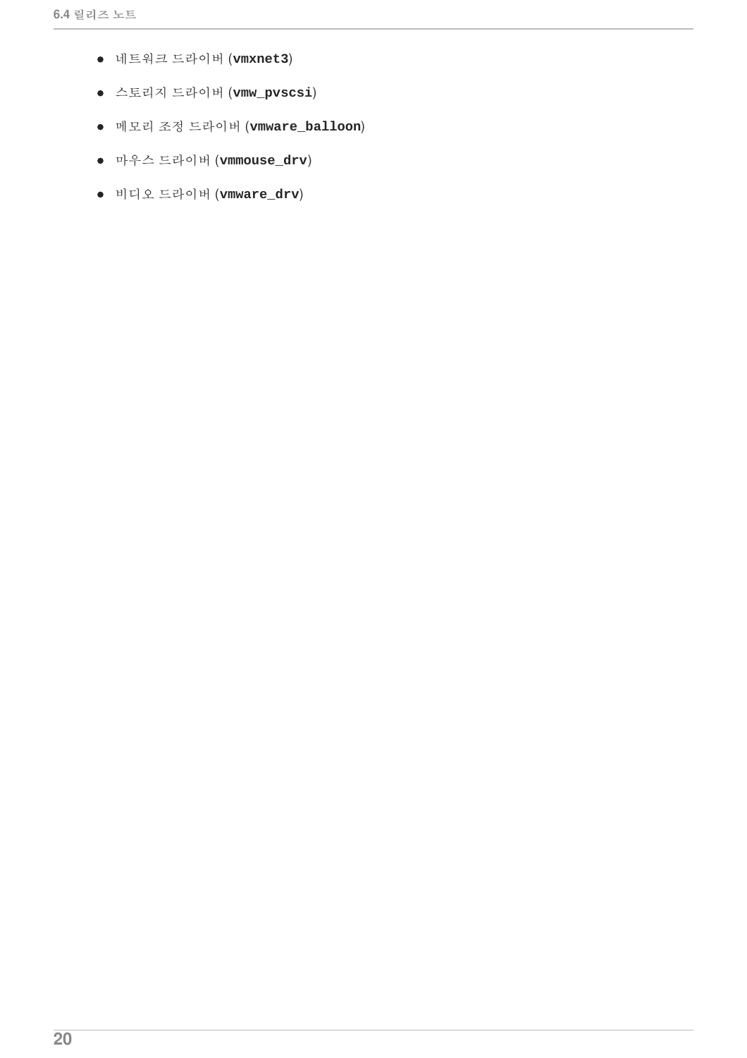- 네트워크 드라이버 (**`vmxnet3`**)
- 스토리지 드라이버 (**`vmw_pvscsi`**)
- 메모리 조정 드라이버 (**`vmware_balloon`**)
- 마우스 드라이버 (**`vmmouse_drv`**)
- 비디오 드라이버 (**`vmware_drv`**)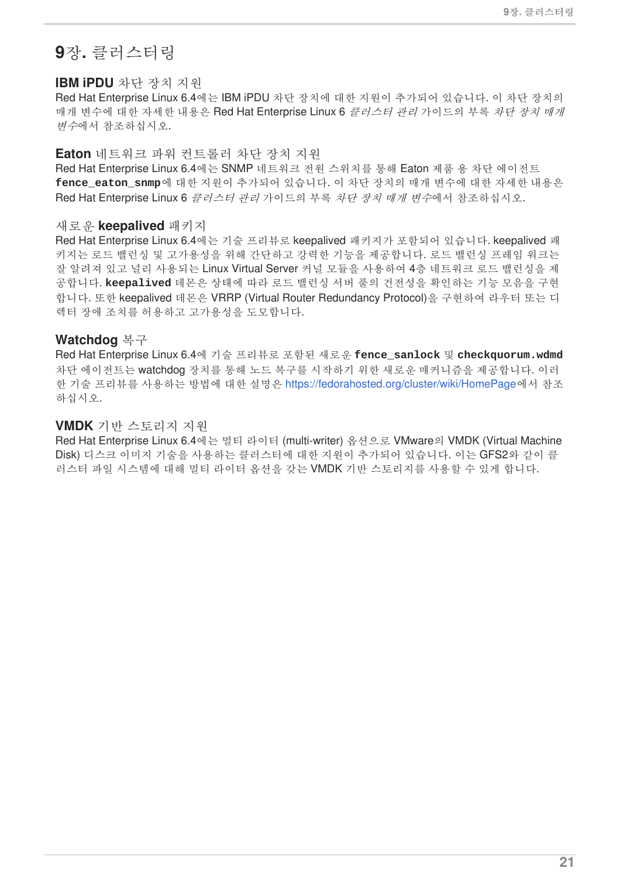# 9장. 클러스터링

## IBM iPDU 차단 장치 지원

Red Hat Enterprise Linux 6.4에는 IBM iPDU 차단 장치에 대한 지원이 추가되어 있습니다. 이 차단 장치의 매개 변수에 대한 자세한 내용은 Red Hat Enterprise Linux 6 *클러스터 관리* 가이드의 부록 *차단 장치 매개 변수*에서 참조하십시오.

## Eaton 네트워크 파워 컨트롤러 차단 장치 지원

Red Hat Enterprise Linux 6.4에는 SNMP 네트워크 전원 스위치를 통해 Eaton 제품 용 차단 에이전트 **fence_eaton_snmp**에 대한 지원이 추가되어 있습니다. 이 차단 장치의 매개 변수에 대한 자세한 내용은 Red Hat Enterprise Linux 6 *클러스터 관리* 가이드의 부록 *차단 장치 매개 변수*에서 참조하십시오.

## 새로운 keepalived 패키지

Red Hat Enterprise Linux 6.4에는 기술 프리뷰로 keepalived 패키지가 포함되어 있습니다. keepalived 패키지는 로드 밸런싱 및 고가용성을 위해 간단하고 강력한 기능을 제공합니다. 로드 밸런싱 프레임 워크는 잘 알려져 있고 널리 사용되는 Linux Virtual Server 커널 모듈을 사용하여 4층 네트워크 로드 밸런싱을 제공합니다. **keepalived** 데몬은 상태에 따라 로드 밸런싱 서버 풀의 건전성을 확인하는 기능 모음을 구현합니다. 또한 keepalived 데몬은 VRRP (Virtual Router Redundancy Protocol)을 구현하여 라우터 또는 디렉터 장애 조치를 허용하고 고가용성을 도모합니다.

## Watchdog 복구

Red Hat Enterprise Linux 6.4에 기술 프리뷰로 포함된 새로운 **fence_sanlock** 및 **checkquorum.wdmd** 차단 에이전트는 watchdog 장치를 통해 노드 복구를 시작하기 위한 새로운 매커니즘을 제공합니다. 이러한 기술 프리뷰를 사용하는 방법에 대한 설명은 https://fedorahosted.org/cluster/wiki/HomePage에서 참조하십시오.

## VMDK 기반 스토리지 지원

Red Hat Enterprise Linux 6.4에는 멀티 라이터 (multi-writer) 옵션으로 VMware의 VMDK (Virtual Machine Disk) 디스크 이미지 기술을 사용하는 클러스터에 대한 지원이 추가되어 있습니다. 이는 GFS2와 같이 클러스터 파일 시스템에 대해 멀티 라이터 옵션을 갖는 VMDK 기반 스토리지를 사용할 수 있게 합니다.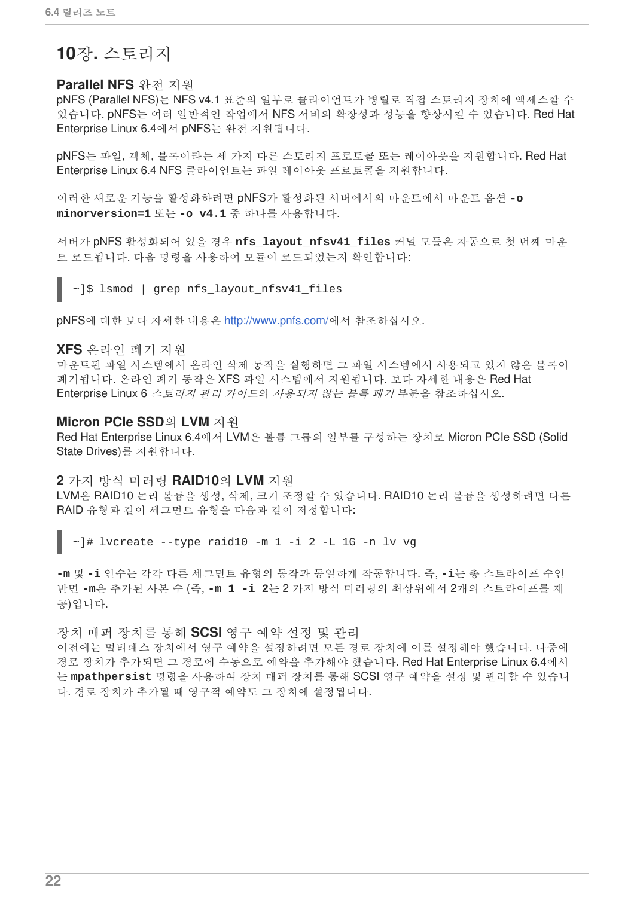# 10장. 스토리지

## Parallel NFS 완전 지원

pNFS (Parallel NFS)는 NFS v4.1 표준의 일부로 클라이언트가 병렬로 직접 스토리지 장치에 액세스할 수 있습니다. pNFS는 여러 일반적인 작업에서 NFS 서버의 확장성과 성능을 향상시킬 수 있습니다. Red Hat Enterprise Linux 6.4에서 pNFS는 완전 지원됩니다.

pNFS는 파일, 객체, 블록이라는 세 가지 다른 스토리지 프로토콜 또는 레이아웃을 지원합니다. Red Hat Enterprise Linux 6.4 NFS 클라이언트는 파일 레이아웃 프로토콜을 지원합니다.

이러한 새로운 기능을 활성화하려면 pNFS가 활성화된 서버에서의 마운트에서 마운트 옵션 **-o minorversion=1** 또는 **-o v4.1** 중 하나를 사용합니다.

서버가 pNFS 활성화되어 있을 경우 **nfs_layout_nfsv41_files** 커널 모듈은 자동으로 첫 번째 마운트 로드됩니다. 다음 명령을 사용하여 모듈이 로드되었는지 확인합니다:

```
~]$ lsmod | grep nfs_layout_nfsv41_files
```

pNFS에 대한 보다 자세한 내용은 http://www.pnfs.com/에서 참조하십시오.

## XFS 온라인 폐기 지원

마운트된 파일 시스템에서 온라인 삭제 동작을 실행하면 그 파일 시스템에서 사용되고 있지 않은 블록이 폐기됩니다. 온라인 폐기 동작은 XFS 파일 시스템에서 지원됩니다. 보다 자세한 내용은 Red Hat Enterprise Linux 6 *스토리지 관리 가이드*의 *사용되지 않는 블록 폐기* 부분을 참조하십시오.

## Micron PCIe SSD의 LVM 지원

Red Hat Enterprise Linux 6.4에서 LVM은 볼륨 그룹의 일부를 구성하는 장치로 Micron PCIe SSD (Solid State Drives)를 지원합니다.

## 2 가지 방식 미러링 RAID10의 LVM 지원

LVM은 RAID10 논리 볼륨을 생성, 삭제, 크기 조정할 수 있습니다. RAID10 논리 볼륨을 생성하려면 다른 RAID 유형과 같이 세그먼트 유형을 다음과 같이 지정합니다:

```
~]# lvcreate --type raid10 -m 1 -i 2 -L 1G -n lv vg
```

**-m** 및 **-i** 인수는 각각 다른 세그먼트 유형의 동작과 동일하게 작동합니다. 즉, **-i**는 총 스트라이프 수인 반면 **-m**은 추가된 사본 수 (즉, **-m 1 -i 2**는 2 가지 방식 미러링의 최상위에서 2개의 스트라이프를 제공)입니다.

## 장치 매퍼 장치를 통해 SCSI 영구 예약 설정 및 관리

이전에는 멀티패스 장치에서 영구 예약을 설정하려면 모든 경로 장치에 이를 설정해야 했습니다. 나중에 경로 장치가 추가되면 그 경로에 수동으로 예약을 추가해야 했습니다. Red Hat Enterprise Linux 6.4에서는 **mpathpersist** 명령을 사용하여 장치 매퍼 장치를 통해 SCSI 영구 예약을 설정 및 관리할 수 있습니다. 경로 장치가 추가될 때 영구적 예약도 그 장치에 설정됩니다.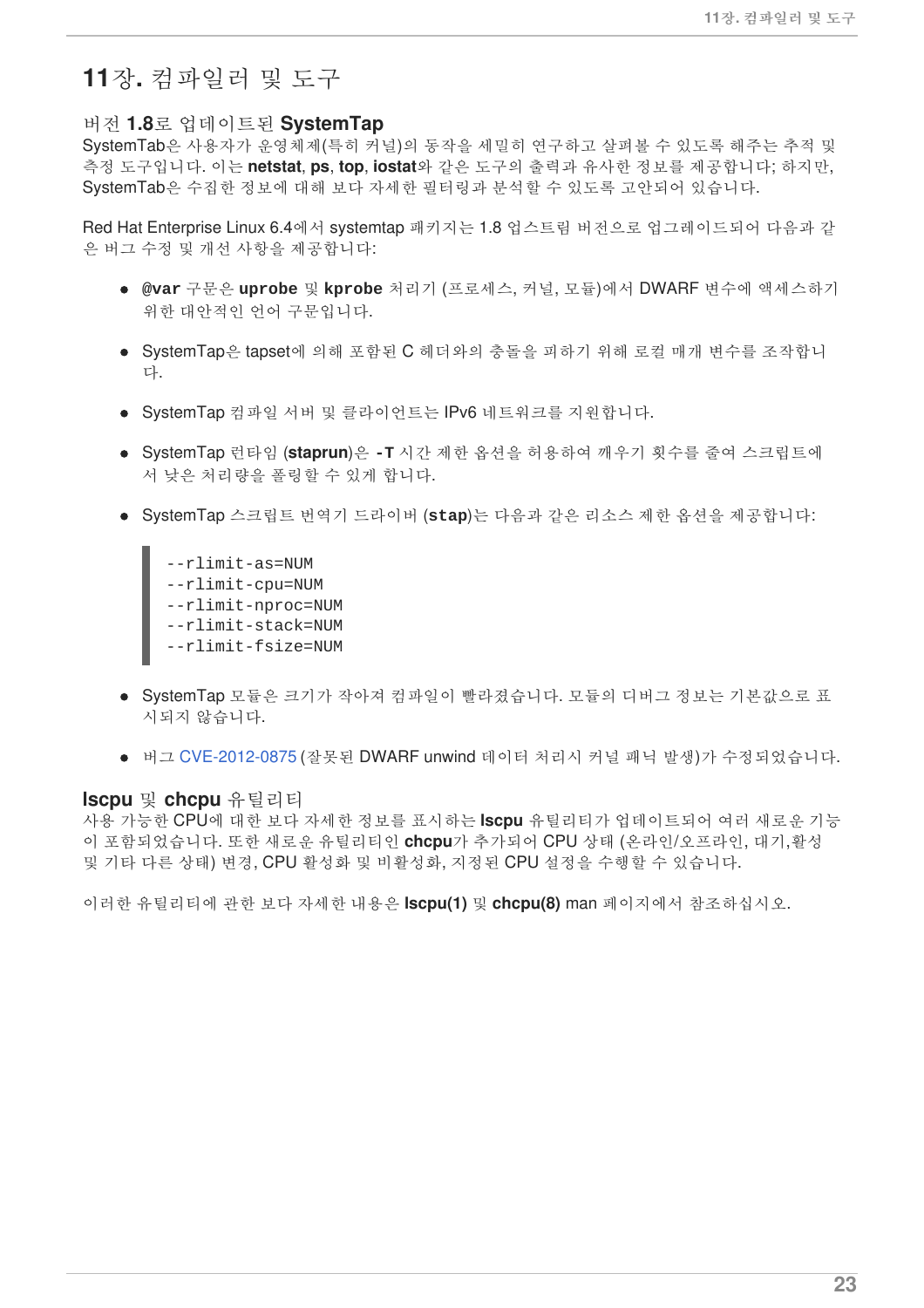# 11장. 컴파일러 및 도구

### 버전 **1.8**로 업데이트된 **SystemTap**

SystemTab은 사용자가 운영체제(특히 커널)의 동작을 세밀히 연구하고 살펴볼 수 있도록 해주는 추적 및 측정 도구입니다. 이는 **netstat**, **ps**, **top**, **iostat**와 같은 도구의 출력과 유사한 정보를 제공합니다; 하지만, SystemTab은 수집한 정보에 대해 보다 자세한 필터링과 분석할 수 있도록 고안되어 있습니다.

Red Hat Enterprise Linux 6.4에서 systemtap 패키지는 1.8 업스트림 버전으로 업그레이드되어 다음과 같은 버그 수정 및 개선 사항을 제공합니다:

- **`@var`** 구문은 **`uprobe`** 및 **`kprobe`** 처리기 (프로세스, 커널, 모듈)에서 DWARF 변수에 액세스하기 위한 대안적인 언어 구문입니다.
- SystemTap은 tapset에 의해 포함된 C 헤더와의 충돌을 피하기 위해 로컬 매개 변수를 조작합니다.
- SystemTap 컴파일 서버 및 클라이언트는 IPv6 네트워크를 지원합니다.
- SystemTap 런타임 (**staprun**)은 **`-T`** 시간 제한 옵션을 허용하여 깨우기 횟수를 줄여 스크립트에서 낮은 처리량을 폴링할 수 있게 합니다.
- SystemTap 스크립트 번역기 드라이버 (**`stap`**)는 다음과 같은 리소스 제한 옵션을 제공합니다:

```
--rlimit-as=NUM
--rlimit-cpu=NUM
--rlimit-nproc=NUM
--rlimit-stack=NUM
--rlimit-fsize=NUM
```

- SystemTap 모듈은 크기가 작아져 컴파일이 빨라졌습니다. 모듈의 디버그 정보는 기본값으로 표시되지 않습니다.
- 버그 CVE-2012-0875 (잘못된 DWARF unwind 데이터 처리시 커널 패닉 발생)가 수정되었습니다.

### **lscpu** 및 **chcpu** 유틸리티

사용 가능한 CPU에 대한 보다 자세한 정보를 표시하는 **lscpu** 유틸리티가 업데이트되어 여러 새로운 기능이 포함되었습니다. 또한 새로운 유틸리티인 **chcpu**가 추가되어 CPU 상태 (온라인/오프라인, 대기,활성 및 기타 다른 상태) 변경, CPU 활성화 및 비활성화, 지정된 CPU 설정을 수행할 수 있습니다.

이러한 유틸리티에 관한 보다 자세한 내용은 **lscpu(1)** 및 **chcpu(8)** man 페이지에서 참조하십시오.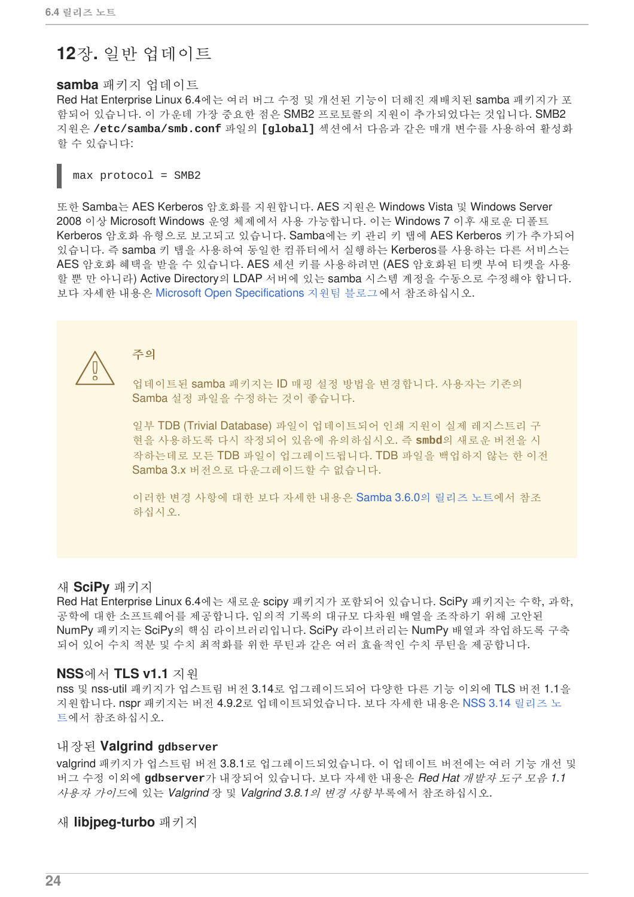# 12장. 일반 업데이트

### samba 패키지 업데이트

Red Hat Enterprise Linux 6.4에는 여러 버그 수정 및 개선된 기능이 더해진 재배치된 samba 패키지가 포함되어 있습니다. 이 가운데 가장 중요한 점은 SMB2 프로토콜의 지원이 추가되었다는 것입니다. SMB2 지원은 **/etc/samba/smb.conf** 파일의 **[global]** 섹션에서 다음과 같은 매개 변수를 사용하여 활성화 할 수 있습니다:

```
max protocol = SMB2
```

또한 Samba는 AES Kerberos 암호화를 지원합니다. AES 지원은 Windows Vista 및 Windows Server 2008 이상 Microsoft Windows 운영 체제에서 사용 가능합니다. 이는 Windows 7 이후 새로운 디폴트 Kerberos 암호화 유형으로 보고되고 있습니다. Samba에는 키 관리 키 탭에 AES Kerberos 키가 추가되어 있습니다. 즉 samba 키 탭을 사용하여 동일한 컴퓨터에서 실행하는 Kerberos를 사용하는 다른 서비스는 AES 암호화 혜택을 받을 수 있습니다. AES 세션 키를 사용하려면 (AES 암호화된 티켓 부여 티켓을 사용할 뿐 만 아니라) Active Directory의 LDAP 서버에 있는 samba 시스템 계정을 수동으로 수정해야 합니다. 보다 자세한 내용은 Microsoft Open Specifications 지원팀 블로그에서 참조하십시오.

> **주의**
>
> 업데이트된 samba 패키지는 ID 매핑 설정 방법을 변경합니다. 사용자는 기존의 Samba 설정 파일을 수정하는 것이 좋습니다.
>
> 일부 TDB (Trivial Database) 파일이 업데이트되어 인쇄 지원이 실제 레지스트리 구현을 사용하도록 다시 작정되어 있음에 유의하십시오. 즉 **smbd**의 새로운 버전을 시작하는데로 모든 TDB 파일이 업그레이드됩니다. TDB 파일을 백업하지 않는 한 이전 Samba 3.x 버전으로 다운그레이드할 수 없습니다.
>
> 이러한 변경 사항에 대한 보다 자세한 내용은 Samba 3.6.0의 릴리즈 노트에서 참조하십시오.

### 새 SciPy 패키지

Red Hat Enterprise Linux 6.4에는 새로운 scipy 패키지가 포함되어 있습니다. SciPy 패키지는 수학, 과학, 공학에 대한 소프트웨어를 제공합니다. 임의적 기록의 대규모 다차원 배열을 조작하기 위해 고안된 NumPy 패키지는 SciPy의 핵심 라이브러리입니다. SciPy 라이브러리는 NumPy 배열과 작업하도록 구축되어 있어 수치 적분 및 수치 최적화를 위한 루틴과 같은 여러 효율적인 수치 루틴을 제공합니다.

### NSS에서 TLS v1.1 지원

nss 및 nss-util 패키지가 업스트림 버전 3.14로 업그레이드되어 다양한 다른 기능 이외에 TLS 버전 1.1을 지원합니다. nspr 패키지는 버전 4.9.2로 업데이트되었습니다. 보다 자세한 내용은 NSS 3.14 릴리즈 노트에서 참조하십시오.

### 내장된 Valgrind gdbserver

valgrind 패키지가 업스트림 버전 3.8.1로 업그레이드되었습니다. 이 업데이트 버전에는 여러 기능 개선 및 버그 수정 이외에 **gdbserver**가 내장되어 있습니다. 보다 자세한 내용은 *Red Hat 개발자 도구 모음 1.1 사용자 가이드*에 있는 *Valgrind* 장 및 *Valgrind 3.8.1의 변경 사항* 부록에서 참조하십시오.

### 새 libjpeg-turbo 패키지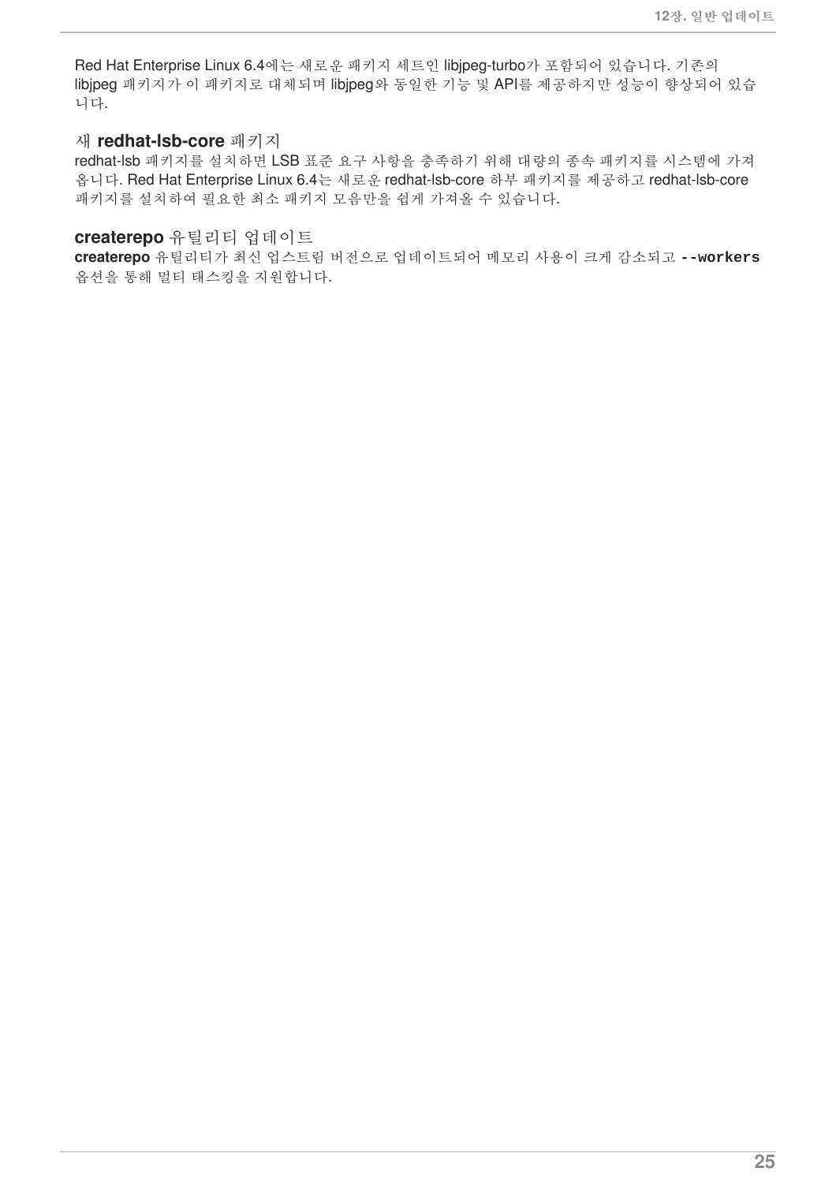Red Hat Enterprise Linux 6.4에는 새로운 패키지 세트인 libjpeg-turbo가 포함되어 있습니다. 기존의 libjpeg 패키지가 이 패키지로 대체되며 libjpeg와 동일한 기능 및 API를 제공하지만 성능이 향상되어 있습니다.

### 새 **redhat-lsb-core** 패키지

redhat-lsb 패키지를 설치하면 LSB 표준 요구 사항을 충족하기 위해 대량의 종속 패키지를 시스템에 가져옵니다. Red Hat Enterprise Linux 6.4는 새로운 redhat-lsb-core 하부 패키지를 제공하고 redhat-lsb-core 패키지를 설치하여 필요한 최소 패키지 모음만을 쉽게 가져올 수 있습니다.

### **createrepo** 유틸리티 업데이트

**createrepo** 유틸리티가 최신 업스트림 버전으로 업데이트되어 메모리 사용이 크게 감소되고 **`--workers`** 옵션을 통해 멀티 태스킹을 지원합니다.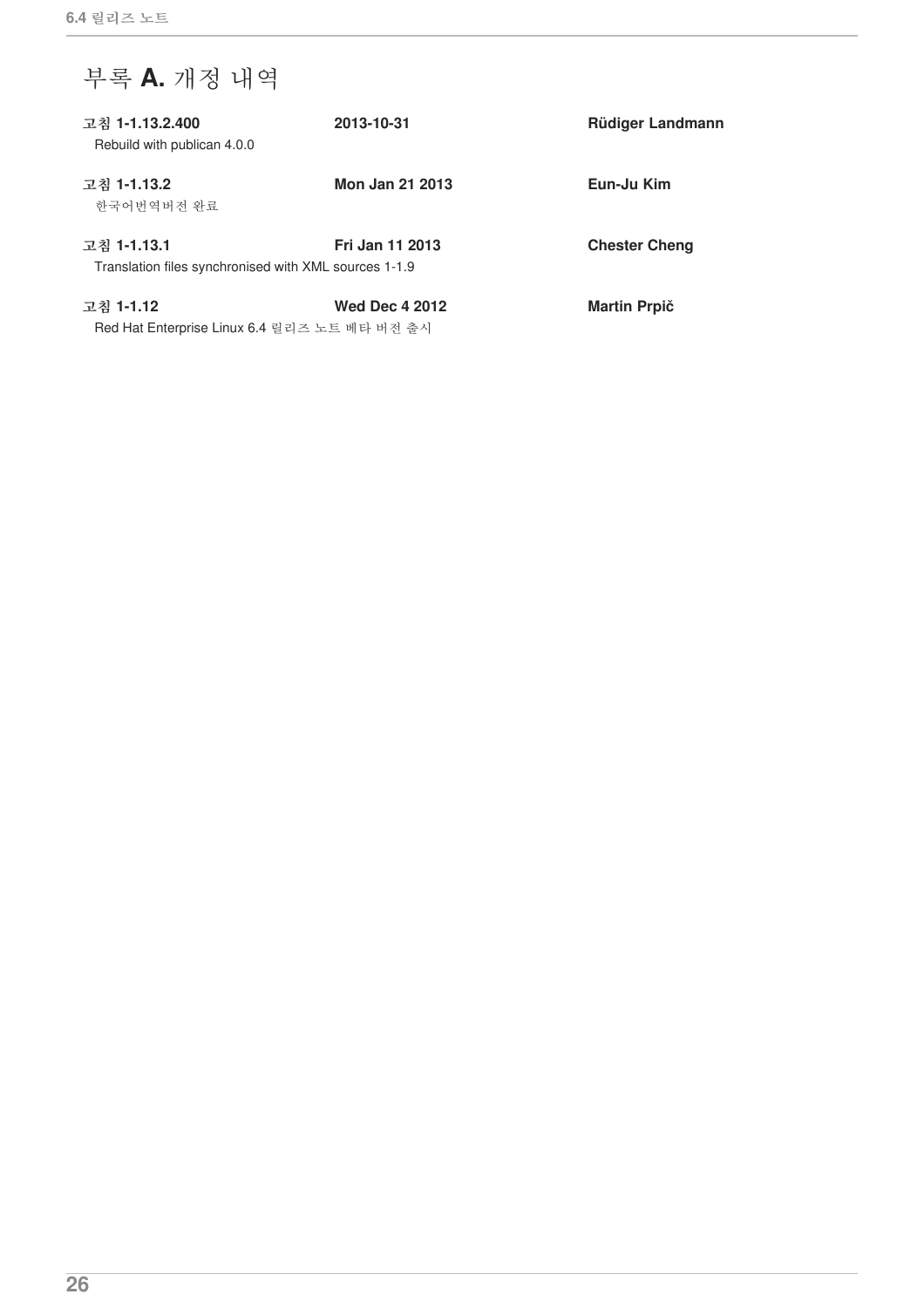# 부록 A. 개정 내역

**고침 1-1.13.2.400** **2013-10-31** **Rüdiger Landmann**

Rebuild with publican 4.0.0

**고침 1-1.13.2** **Mon Jan 21 2013** **Eun-Ju Kim**

한국어번역버전 완료

**고침 1-1.13.1** **Fri Jan 11 2013** **Chester Cheng**

Translation files synchronised with XML sources 1-1.9

**고침 1-1.12** **Wed Dec 4 2012** **Martin Prpič**

Red Hat Enterprise Linux 6.4 릴리즈 노트 베타 버전 출시